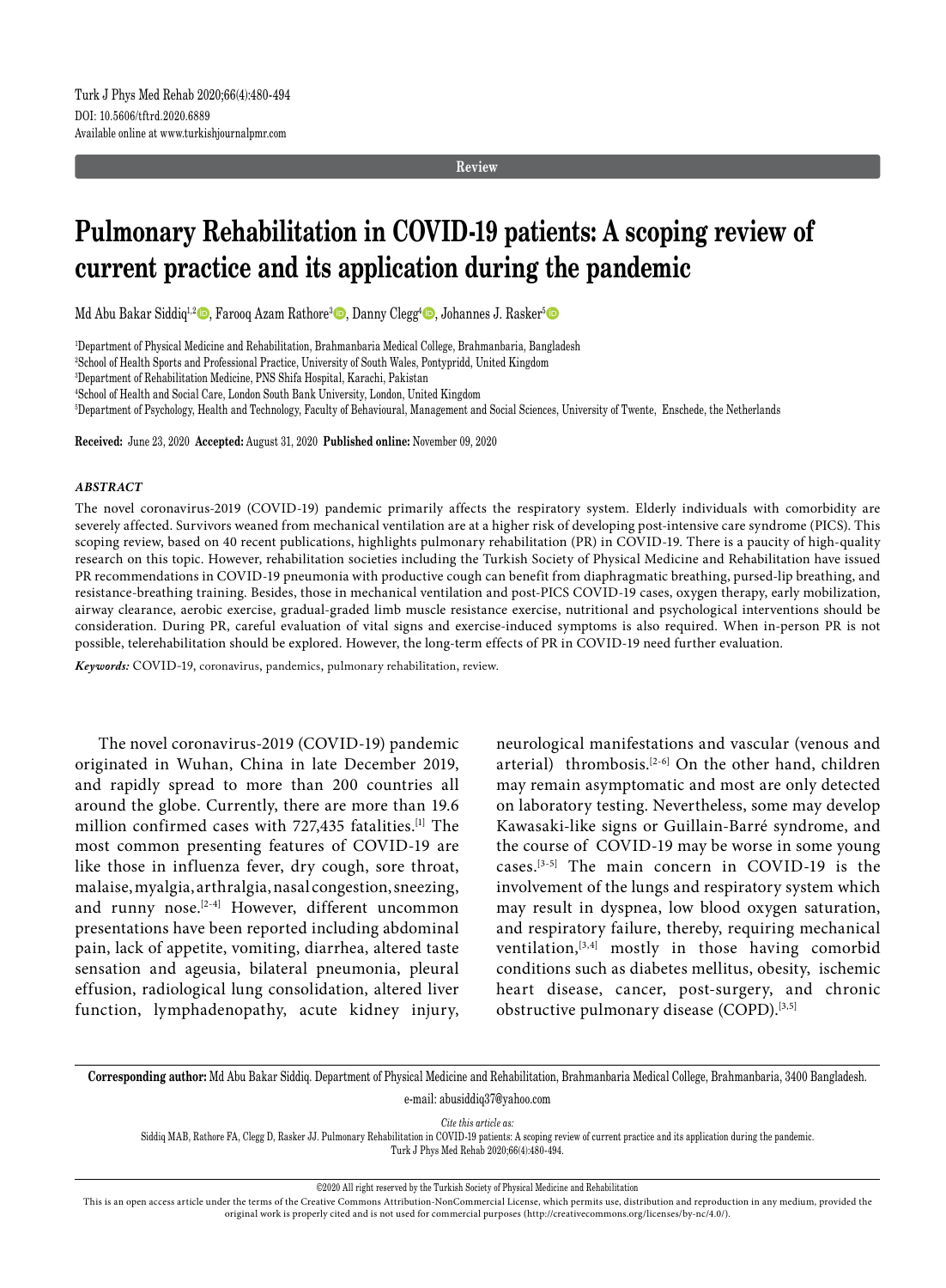Review

# Pulmonary Rehabilitation in COVID-19 patients: A scoping review of current practice and its application during the pandemic

Md Abu Bakar Siddiq[1,2], Farooq Azam Rathore[3], Danny Clegg[4], Johannes J. Rasker[5]

[1]Department of Physical Medicine and Rehabilitation, Brahmanbaria Medical College, Brahmanbaria, Bangladesh
[2]School of Health Sports and Professional Practice, University of South Wales, Pontypridd, United Kingdom
[3]Department of Rehabilitation Medicine, PNS Shifa Hospital, Karachi, Pakistan
[4]School of Health and Social Care, London South Bank University, London, United Kingdom
[5]Department of Psychology, Health and Technology, Faculty of Behavioural, Management and Social Sciences, University of Twente, Enschede, the Netherlands

**Received:** June 23, 2020 **Accepted:** August 31, 2020 **Published online:** November 09, 2020

### *ABSTRACT*

The novel coronavirus-2019 (COVID-19) pandemic primarily affects the respiratory system. Elderly individuals with comorbidity are severely affected. Survivors weaned from mechanical ventilation are at a higher risk of developing post-intensive care syndrome (PICS). This scoping review, based on 40 recent publications, highlights pulmonary rehabilitation (PR) in COVID-19. There is a paucity of high-quality research on this topic. However, rehabilitation societies including the Turkish Society of Physical Medicine and Rehabilitation have issued PR recommendations in COVID-19 pneumonia with productive cough can benefit from diaphragmatic breathing, pursed-lip breathing, and resistance-breathing training. Besides, those in mechanical ventilation and post-PICS COVID-19 cases, oxygen therapy, early mobilization, airway clearance, aerobic exercise, gradual-graded limb muscle resistance exercise, nutritional and psychological interventions should be consideration. During PR, careful evaluation of vital signs and exercise-induced symptoms is also required. When in-person PR is not possible, telerehabilitation should be explored. However, the long-term effects of PR in COVID-19 need further evaluation.

***Keywords:*** COVID-19, coronavirus, pandemics, pulmonary rehabilitation, review.

The novel coronavirus-2019 (COVID-19) pandemic originated in Wuhan, China in late December 2019, and rapidly spread to more than 200 countries all around the globe. Currently, there are more than 19.6 million confirmed cases with 727,435 fatalities.[1] The most common presenting features of COVID-19 are like those in influenza fever, dry cough, sore throat, malaise, myalgia, arthralgia, nasal congestion, sneezing, and runny nose.[2-4] However, different uncommon presentations have been reported including abdominal pain, lack of appetite, vomiting, diarrhea, altered taste sensation and ageusia, bilateral pneumonia, pleural effusion, radiological lung consolidation, altered liver function, lymphadenopathy, acute kidney injury, neurological manifestations and vascular (venous and arterial) thrombosis.[2-6] On the other hand, children may remain asymptomatic and most are only detected on laboratory testing. Nevertheless, some may develop Kawasaki-like signs or Guillain-Barré syndrome, and the course of COVID-19 may be worse in some young cases.[3-5] The main concern in COVID-19 is the involvement of the lungs and respiratory system which may result in dyspnea, low blood oxygen saturation, and respiratory failure, thereby, requiring mechanical ventilation,[3,4] mostly in those having comorbid conditions such as diabetes mellitus, obesity, ischemic heart disease, cancer, post-surgery, and chronic obstructive pulmonary disease (COPD).[3,5]

**Corresponding author:** Md Abu Bakar Siddiq. Department of Physical Medicine and Rehabilitation, Brahmanbaria Medical College, Brahmanbaria, 3400 Bangladesh.
e-mail: abusiddiq37@yahoo.com

*Cite this article as:*
Siddiq MAB, Rathore FA, Clegg D, Rasker JJ. Pulmonary Rehabilitation in COVID-19 patients: A scoping review of current practice and its application during the pandemic. Turk J Phys Med Rehab 2020;66(4):480-494.

©2020 All right reserved by the Turkish Society of Physical Medicine and Rehabilitation

This is an open access article under the terms of the Creative Commons Attribution-NonCommercial License, which permits use, distribution and reproduction in any medium, provided the original work is properly cited and is not used for commercial purposes (http://creativecommons.org/licenses/by-nc/4.0/).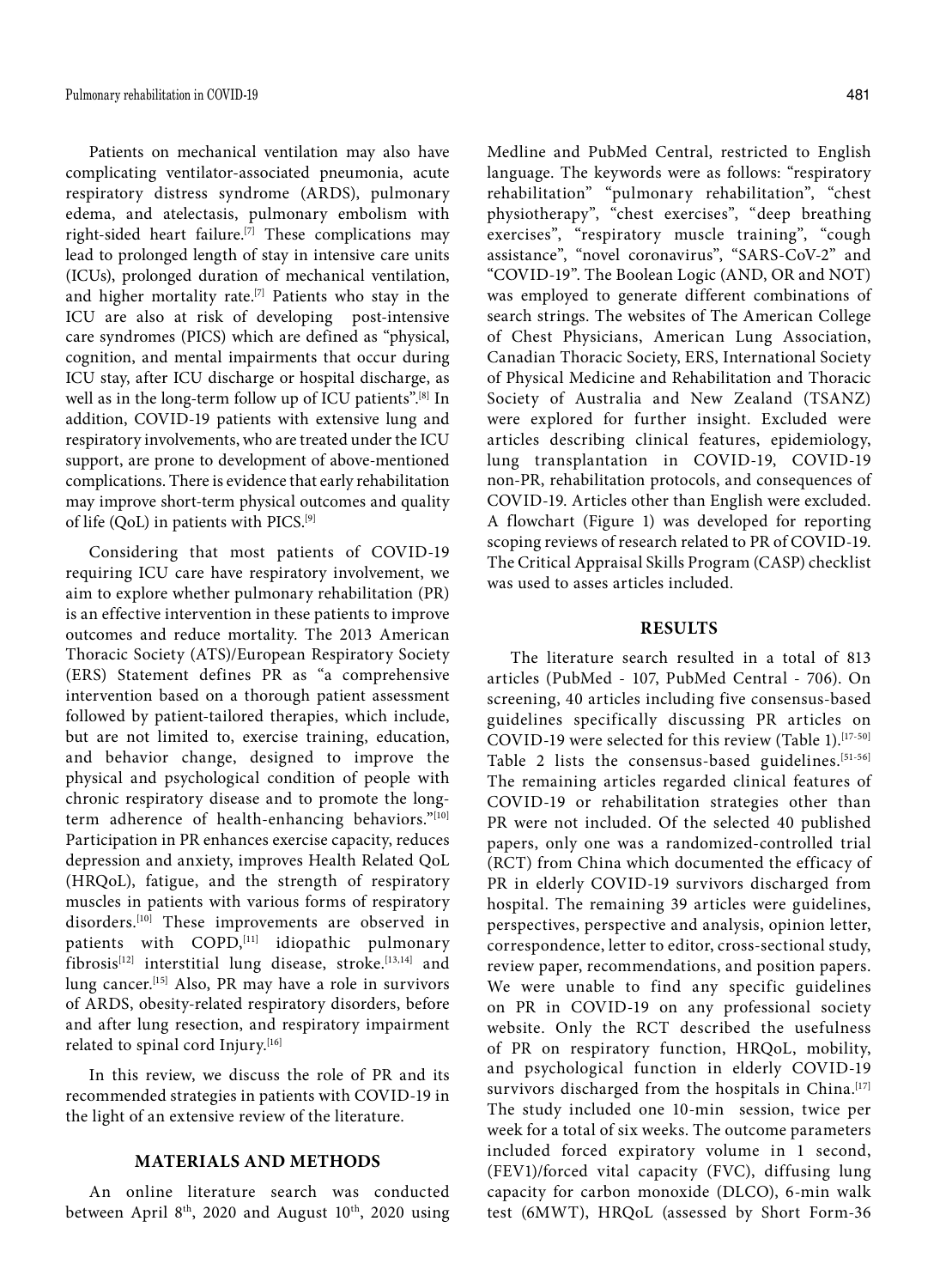Patients on mechanical ventilation may also have complicating ventilator-associated pneumonia, acute respiratory distress syndrome (ARDS), pulmonary edema, and atelectasis, pulmonary embolism with right-sided heart failure.[7] These complications may lead to prolonged length of stay in intensive care units (ICUs), prolonged duration of mechanical ventilation, and higher mortality rate.[7] Patients who stay in the ICU are also at risk of developing post-intensive care syndromes (PICS) which are defined as "physical, cognition, and mental impairments that occur during ICU stay, after ICU discharge or hospital discharge, as well as in the long-term follow up of ICU patients".[8] In addition, COVID-19 patients with extensive lung and respiratory involvements, who are treated under the ICU support, are prone to development of above-mentioned complications. There is evidence that early rehabilitation may improve short-term physical outcomes and quality of life (QoL) in patients with PICS.[9]

Considering that most patients of COVID-19 requiring ICU care have respiratory involvement, we aim to explore whether pulmonary rehabilitation (PR) is an effective intervention in these patients to improve outcomes and reduce mortality. The 2013 American Thoracic Society (ATS)/European Respiratory Society (ERS) Statement defines PR as "a comprehensive intervention based on a thorough patient assessment followed by patient-tailored therapies, which include, but are not limited to, exercise training, education, and behavior change, designed to improve the physical and psychological condition of people with chronic respiratory disease and to promote the long-term adherence of health-enhancing behaviors."[10] Participation in PR enhances exercise capacity, reduces depression and anxiety, improves Health Related QoL (HRQoL), fatigue, and the strength of respiratory muscles in patients with various forms of respiratory disorders.[10] These improvements are observed in patients with COPD,[11] idiopathic pulmonary fibrosis[12] interstitial lung disease, stroke.[13,14] and lung cancer.[15] Also, PR may have a role in survivors of ARDS, obesity-related respiratory disorders, before and after lung resection, and respiratory impairment related to spinal cord Injury.[16]

In this review, we discuss the role of PR and its recommended strategies in patients with COVID-19 in the light of an extensive review of the literature.

## MATERIALS AND METHODS

An online literature search was conducted between April 8th, 2020 and August 10th, 2020 using Medline and PubMed Central, restricted to English language. The keywords were as follows: "respiratory rehabilitation" "pulmonary rehabilitation", "chest physiotherapy", "chest exercises", "deep breathing exercises", "respiratory muscle training", "cough assistance", "novel coronavirus", "SARS-CoV-2" and "COVID-19". The Boolean Logic (AND, OR and NOT) was employed to generate different combinations of search strings. The websites of The American College of Chest Physicians, American Lung Association, Canadian Thoracic Society, ERS, International Society of Physical Medicine and Rehabilitation and Thoracic Society of Australia and New Zealand (TSANZ) were explored for further insight. Excluded were articles describing clinical features, epidemiology, lung transplantation in COVID-19, COVID-19 non-PR, rehabilitation protocols, and consequences of COVID-19. Articles other than English were excluded. A flowchart (Figure 1) was developed for reporting scoping reviews of research related to PR of COVID-19. The Critical Appraisal Skills Program (CASP) checklist was used to asses articles included.

## RESULTS

The literature search resulted in a total of 813 articles (PubMed - 107, PubMed Central - 706). On screening, 40 articles including five consensus-based guidelines specifically discussing PR articles on COVID-19 were selected for this review (Table 1).[17-50] Table 2 lists the consensus-based guidelines.[51-56] The remaining articles regarded clinical features of COVID-19 or rehabilitation strategies other than PR were not included. Of the selected 40 published papers, only one was a randomized-controlled trial (RCT) from China which documented the efficacy of PR in elderly COVID-19 survivors discharged from hospital. The remaining 39 articles were guidelines, perspectives, perspective and analysis, opinion letter, correspondence, letter to editor, cross-sectional study, review paper, recommendations, and position papers. We were unable to find any specific guidelines on PR in COVID-19 on any professional society website. Only the RCT described the usefulness of PR on respiratory function, HRQoL, mobility, and psychological function in elderly COVID-19 survivors discharged from the hospitals in China.[17] The study included one 10-min session, twice per week for a total of six weeks. The outcome parameters included forced expiratory volume in 1 second, (FEV1)/forced vital capacity (FVC), diffusing lung capacity for carbon monoxide (DLCO), 6-min walk test (6MWT), HRQoL (assessed by Short Form-36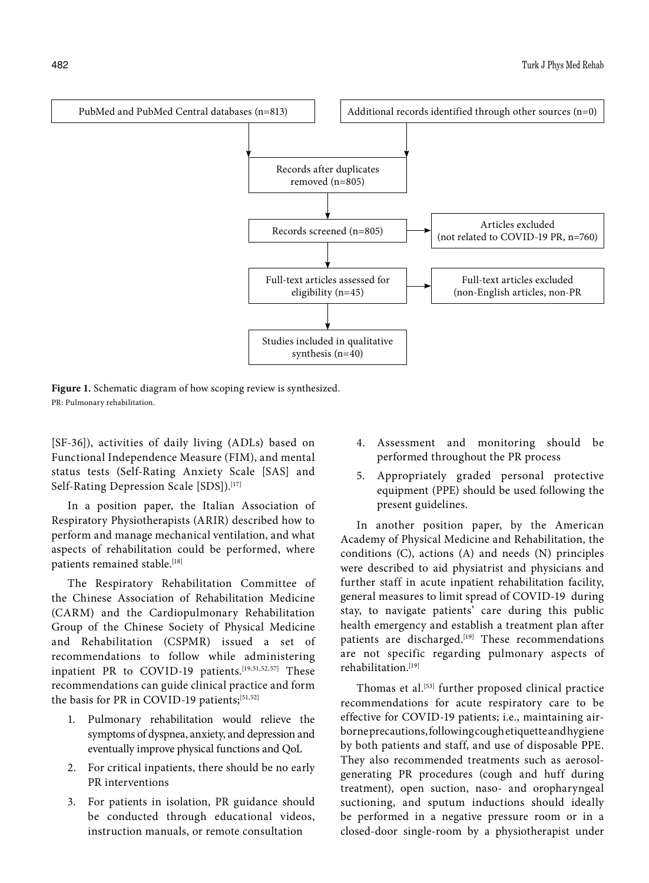PubMed and PubMed Central databases (n=813)

Additional records identified through other sources (n=0)

Records after duplicates removed (n=805)

Records screened (n=805)

Articles excluded (not related to COVID-19 PR, n=760)

Full-text articles assessed for eligibility (n=45)

Full-text articles excluded (non-English articles, non-PR

Studies included in qualitative synthesis (n=40)

**Figure 1.** Schematic diagram of how scoping review is synthesized.
PR: Pulmonary rehabilitation.

[SF-36]), activities of daily living (ADLs) based on Functional Independence Measure (FIM), and mental status tests (Self-Rating Anxiety Scale [SAS] and Self-Rating Depression Scale [SDS]).[17]

In a position paper, the Italian Association of Respiratory Physiotherapists (ARIR) described how to perform and manage mechanical ventilation, and what aspects of rehabilitation could be performed, where patients remained stable.[18]

The Respiratory Rehabilitation Committee of the Chinese Association of Rehabilitation Medicine (CARM) and the Cardiopulmonary Rehabilitation Group of the Chinese Society of Physical Medicine and Rehabilitation (CSPMR) issued a set of recommendations to follow while administering inpatient PR to COVID-19 patients.[19,51,52,57] These recommendations can guide clinical practice and form the basis for PR in COVID-19 patients;[51,52]

1. Pulmonary rehabilitation would relieve the symptoms of dyspnea, anxiety, and depression and eventually improve physical functions and QoL
2. For critical inpatients, there should be no early PR interventions
3. For patients in isolation, PR guidance should be conducted through educational videos, instruction manuals, or remote consultation
4. Assessment and monitoring should be performed throughout the PR process
5. Appropriately graded personal protective equipment (PPE) should be used following the present guidelines.

In another position paper, by the American Academy of Physical Medicine and Rehabilitation, the conditions (C), actions (A) and needs (N) principles were described to aid physiatrist and physicians and further staff in acute inpatient rehabilitation facility, general measures to limit spread of COVID-19 during stay, to navigate patients' care during this public health emergency and establish a treatment plan after patients are discharged.[19] These recommendations are not specific regarding pulmonary aspects of rehabilitation.[19]

Thomas et al.[53] further proposed clinical practice recommendations for acute respiratory care to be effective for COVID-19 patients; i.e., maintaining air-borne precautions, following cough etiquette and hygiene by both patients and staff, and use of disposable PPE. They also recommended treatments such as aerosol-generating PR procedures (cough and huff during treatment), open suction, naso- and oropharyngeal suctioning, and sputum inductions should ideally be performed in a negative pressure room or in a closed-door single-room by a physiotherapist under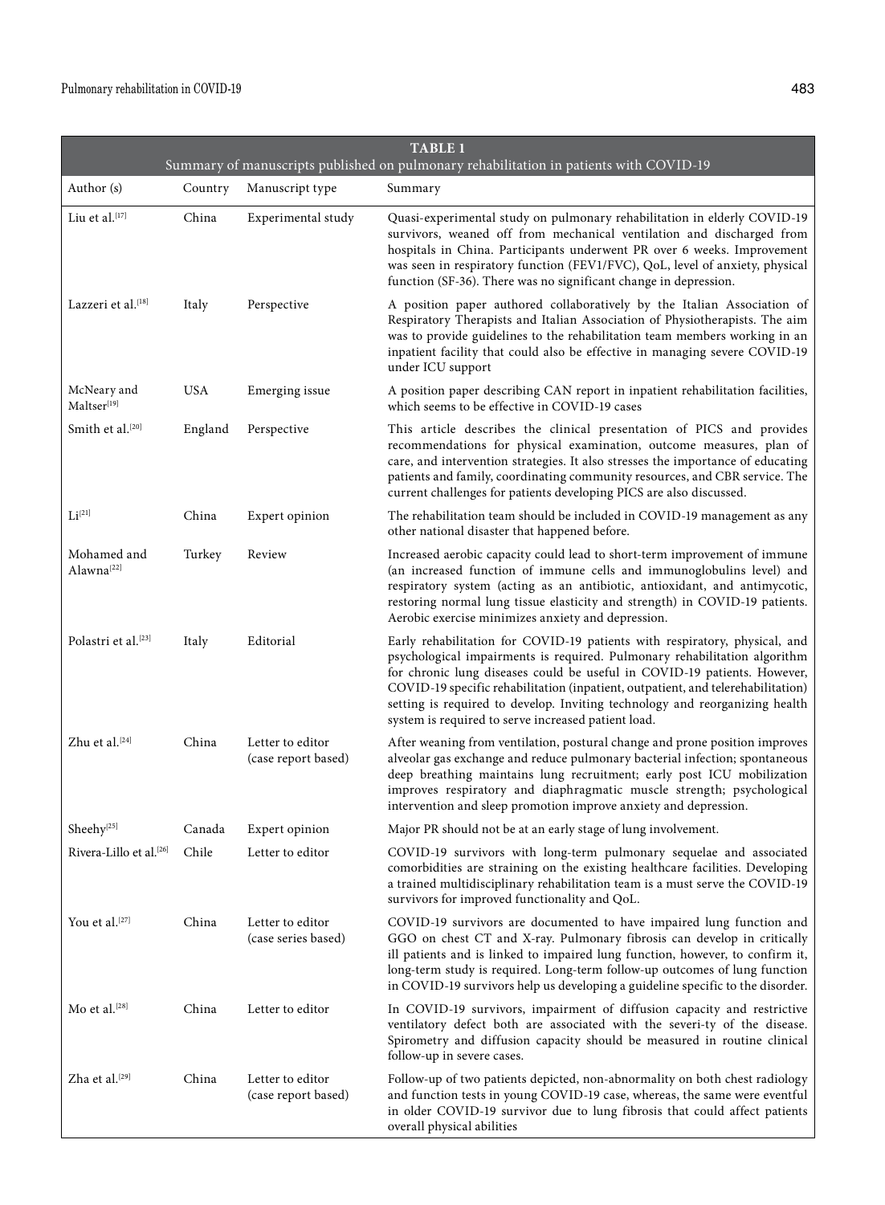**TABLE 1**
Summary of manuscripts published on pulmonary rehabilitation in patients with COVID-19

| Author (s) | Country | Manuscript type | Summary |
|---|---|---|---|
| Liu et al.[17] | China | Experimental study | Quasi-experimental study on pulmonary rehabilitation in elderly COVID-19 survivors, weaned off from mechanical ventilation and discharged from hospitals in China. Participants underwent PR over 6 weeks. Improvement was seen in respiratory function (FEV1/FVC), QoL, level of anxiety, physical function (SF-36). There was no significant change in depression. |
| Lazzeri et al.[18] | Italy | Perspective | A position paper authored collaboratively by the Italian Association of Respiratory Therapists and Italian Association of Physiotherapists. The aim was to provide guidelines to the rehabilitation team members working in an inpatient facility that could also be effective in managing severe COVID-19 under ICU support |
| McNeary and Maltser[19] | USA | Emerging issue | A position paper describing CAN report in inpatient rehabilitation facilities, which seems to be effective in COVID-19 cases |
| Smith et al.[20] | England | Perspective | This article describes the clinical presentation of PICS and provides recommendations for physical examination, outcome measures, plan of care, and intervention strategies. It also stresses the importance of educating patients and family, coordinating community resources, and CBR service. The current challenges for patients developing PICS are also discussed. |
| Li[21] | China | Expert opinion | The rehabilitation team should be included in COVID-19 management as any other national disaster that happened before. |
| Mohamed and Alawna[22] | Turkey | Review | Increased aerobic capacity could lead to short-term improvement of immune (an increased function of immune cells and immunoglobulins level) and respiratory system (acting as an antibiotic, antioxidant, and antimycotic, restoring normal lung tissue elasticity and strength) in COVID-19 patients. Aerobic exercise minimizes anxiety and depression. |
| Polastri et al.[23] | Italy | Editorial | Early rehabilitation for COVID-19 patients with respiratory, physical, and psychological impairments is required. Pulmonary rehabilitation algorithm for chronic lung diseases could be useful in COVID-19 patients. However, COVID-19 specific rehabilitation (inpatient, outpatient, and telerehabilitation) setting is required to develop. Inviting technology and reorganizing health system is required to serve increased patient load. |
| Zhu et al.[24] | China | Letter to editor (case report based) | After weaning from ventilation, postural change and prone position improves alveolar gas exchange and reduce pulmonary bacterial infection; spontaneous deep breathing maintains lung recruitment; early post ICU mobilization improves respiratory and diaphragmatic muscle strength; psychological intervention and sleep promotion improve anxiety and depression. |
| Sheehy[25] | Canada | Expert opinion | Major PR should not be at an early stage of lung involvement. |
| Rivera-Lillo et al.[26] | Chile | Letter to editor | COVID-19 survivors with long-term pulmonary sequelae and associated comorbidities are straining on the existing healthcare facilities. Developing a trained multidisciplinary rehabilitation team is a must serve the COVID-19 survivors for improved functionality and QoL. |
| You et al.[27] | China | Letter to editor (case series based) | COVID-19 survivors are documented to have impaired lung function and GGO on chest CT and X-ray. Pulmonary fibrosis can develop in critically ill patients and is linked to impaired lung function, however, to confirm it, long-term study is required. Long-term follow-up outcomes of lung function in COVID-19 survivors help us developing a guideline specific to the disorder. |
| Mo et al.[28] | China | Letter to editor | In COVID-19 survivors, impairment of diffusion capacity and restrictive ventilatory defect both are associated with the severi-ty of the disease. Spirometry and diffusion capacity should be measured in routine clinical follow-up in severe cases. |
| Zha et al.[29] | China | Letter to editor (case report based) | Follow-up of two patients depicted, non-abnormality on both chest radiology and function tests in young COVID-19 case, whereas, the same were eventful in older COVID-19 survivor due to lung fibrosis that could affect patients overall physical abilities |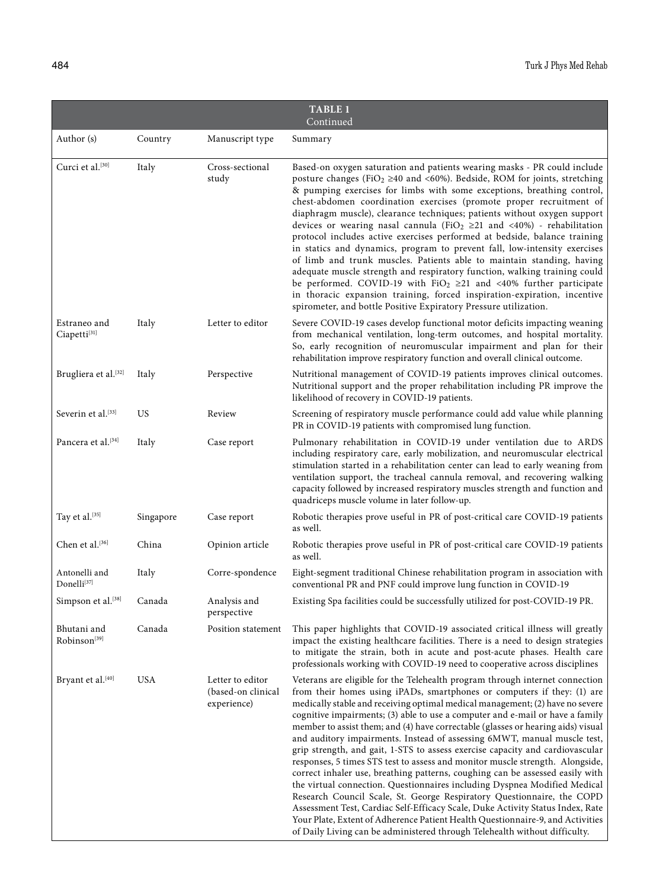**TABLE 1**
Continued

| Author (s) | Country | Manuscript type | Summary |
|---|---|---|---|
| Curci et al.[30] | Italy | Cross-sectional study | Based-on oxygen saturation and patients wearing masks - PR could include posture changes ($FiO_2$ ≥40 and <60%). Bedside, ROM for joints, stretching & pumping exercises for limbs with some exceptions, breathing control, chest-abdomen coordination exercises (promote proper recruitment of diaphragm muscle), clearance techniques; patients without oxygen support devices or wearing nasal cannula ($FiO_2$ ≥21 and <40%) - rehabilitation protocol includes active exercises performed at bedside, balance training in statics and dynamics, program to prevent fall, low-intensity exercises of limb and trunk muscles. Patients able to maintain standing, having adequate muscle strength and respiratory function, walking training could be performed. COVID-19 with $FiO_2$ ≥21 and <40% further participate in thoracic expansion training, forced inspiration-expiration, incentive spirometer, and bottle Positive Expiratory Pressure utilization. |
| Estraneo and Ciapetti[31] | Italy | Letter to editor | Severe COVID-19 cases develop functional motor deficits impacting weaning from mechanical ventilation, long-term outcomes, and hospital mortality. So, early recognition of neuromuscular impairment and plan for their rehabilitation improve respiratory function and overall clinical outcome. |
| Brugliera et al.[32] | Italy | Perspective | Nutritional management of COVID-19 patients improves clinical outcomes. Nutritional support and the proper rehabilitation including PR improve the likelihood of recovery in COVID-19 patients. |
| Severin et al.[33] | US | Review | Screening of respiratory muscle performance could add value while planning PR in COVID-19 patients with compromised lung function. |
| Pancera et al.[34] | Italy | Case report | Pulmonary rehabilitation in COVID-19 under ventilation due to ARDS including respiratory care, early mobilization, and neuromuscular electrical stimulation started in a rehabilitation center can lead to early weaning from ventilation support, the tracheal cannula removal, and recovering walking capacity followed by increased respiratory muscles strength and function and quadriceps muscle volume in later follow-up. |
| Tay et al.[35] | Singapore | Case report | Robotic therapies prove useful in PR of post-critical care COVID-19 patients as well. |
| Chen et al.[36] | China | Opinion article | Robotic therapies prove useful in PR of post-critical care COVID-19 patients as well. |
| Antonelli and Donelli[37] | Italy | Corre-spondence | Eight-segment traditional Chinese rehabilitation program in association with conventional PR and PNF could improve lung function in COVID-19 |
| Simpson et al.[38] | Canada | Analysis and perspective | Existing Spa facilities could be successfully utilized for post-COVID-19 PR. |
| Bhutani and Robinson[39] | Canada | Position statement | This paper highlights that COVID-19 associated critical illness will greatly impact the existing healthcare facilities. There is a need to design strategies to mitigate the strain, both in acute and post-acute phases. Health care professionals working with COVID-19 need to cooperative across disciplines |
| Bryant et al.[40] | USA | Letter to editor (based-on clinical experience) | Veterans are eligible for the Telehealth program through internet connection from their homes using iPADs, smartphones or computers if they: (1) are medically stable and receiving optimal medical management; (2) have no severe cognitive impairments; (3) able to use a computer and e-mail or have a family member to assist them; and (4) have correctable (glasses or hearing aids) visual and auditory impairments. Instead of assessing 6MWT, manual muscle test, grip strength, and gait, 1-STS to assess exercise capacity and cardiovascular responses, 5 times STS test to assess and monitor muscle strength. Alongside, correct inhaler use, breathing patterns, coughing can be assessed easily with the virtual connection. Questionnaires including Dyspnea Modified Medical Research Council Scale, St. George Respiratory Questionnaire, the COPD Assessment Test, Cardiac Self-Efficacy Scale, Duke Activity Status Index, Rate Your Plate, Extent of Adherence Patient Health Questionnaire-9, and Activities of Daily Living can be administered through Telehealth without difficulty. |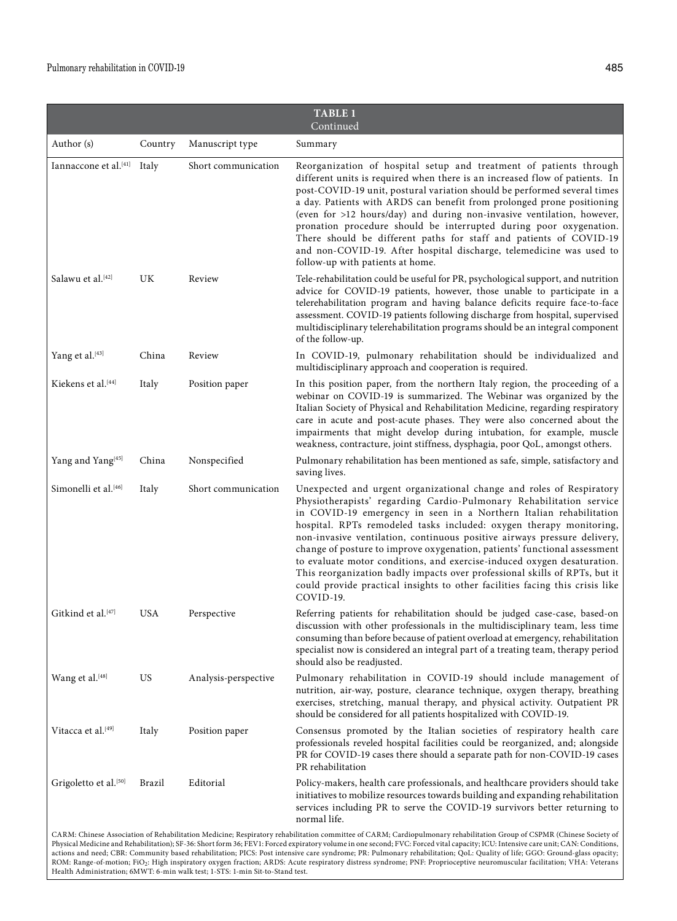**TABLE 1**
Continued

| Author (s) | Country | Manuscript type | Summary |
|---|---|---|---|
| Iannaccone et al.[41] | Italy | Short communication | Reorganization of hospital setup and treatment of patients through different units is required when there is an increased flow of patients. In post-COVID-19 unit, postural variation should be performed several times a day. Patients with ARDS can benefit from prolonged prone positioning (even for >12 hours/day) and during non-invasive ventilation, however, pronation procedure should be interrupted during poor oxygenation. There should be different paths for staff and patients of COVID-19 and non-COVID-19. After hospital discharge, telemedicine was used to follow-up with patients at home. |
| Salawu et al.[42] | UK | Review | Tele-rehabilitation could be useful for PR, psychological support, and nutrition advice for COVID-19 patients, however, those unable to participate in a telerehabilitation program and having balance deficits require face-to-face assessment. COVID-19 patients following discharge from hospital, supervised multidisciplinary telerehabilitation programs should be an integral component of the follow-up. |
| Yang et al.[43] | China | Review | In COVID-19, pulmonary rehabilitation should be individualized and multidisciplinary approach and cooperation is required. |
| Kiekens et al.[44] | Italy | Position paper | In this position paper, from the northern Italy region, the proceeding of a webinar on COVID-19 is summarized. The Webinar was organized by the Italian Society of Physical and Rehabilitation Medicine, regarding respiratory care in acute and post-acute phases. They were also concerned about the impairments that might develop during intubation, for example, muscle weakness, contracture, joint stiffness, dysphagia, poor QoL, amongst others. |
| Yang and Yang[45] | China | Nonspecified | Pulmonary rehabilitation has been mentioned as safe, simple, satisfactory and saving lives. |
| Simonelli et al.[46] | Italy | Short communication | Unexpected and urgent organizational change and roles of Respiratory Physiotherapists' regarding Cardio-Pulmonary Rehabilitation service in COVID-19 emergency in seen in a Northern Italian rehabilitation hospital. RPTs remodeled tasks included: oxygen therapy monitoring, non-invasive ventilation, continuous positive airways pressure delivery, change of posture to improve oxygenation, patients' functional assessment to evaluate motor conditions, and exercise-induced oxygen desaturation. This reorganization badly impacts over professional skills of RPTs, but it could provide practical insights to other facilities facing this crisis like COVID-19. |
| Gitkind et al.[47] | USA | Perspective | Referring patients for rehabilitation should be judged case-case, based-on discussion with other professionals in the multidisciplinary team, less time consuming than before because of patient overload at emergency, rehabilitation specialist now is considered an integral part of a treating team, therapy period should also be readjusted. |
| Wang et al.[48] | US | Analysis-perspective | Pulmonary rehabilitation in COVID-19 should include management of nutrition, air-way, posture, clearance technique, oxygen therapy, breathing exercises, stretching, manual therapy, and physical activity. Outpatient PR should be considered for all patients hospitalized with COVID-19. |
| Vitacca et al.[49] | Italy | Position paper | Consensus promoted by the Italian societies of respiratory health care professionals reveled hospital facilities could be reorganized, and; alongside PR for COVID-19 cases there should a separate path for non-COVID-19 cases PR rehabilitation |
| Grigoletto et al.[50] | Brazil | Editorial | Policy-makers, health care professionals, and healthcare providers should take initiatives to mobilize resources towards building and expanding rehabilitation services including PR to serve the COVID-19 survivors better returning to normal life. |

CARM: Chinese Association of Rehabilitation Medicine; Respiratory rehabilitation committee of CARM; Cardiopulmonary rehabilitation Group of CSPMR (Chinese Society of Physical Medicine and Rehabilitation); SF-36: Short form 36; FEV1: Forced expiratory volume in one second; FVC: Forced vital capacity; ICU: Intensive care unit; CAN: Conditions, actions and need; CBR: Community based rehabilitation; PICS: Post intensive care syndrome; PR: Pulmonary rehabilitation; QoL: Quality of life; GGO: Ground-glass opacity; ROM: Range-of-motion; $FiO_2$: High inspiratory oxygen fraction; ARDS: Acute respiratory distress syndrome; PNF: Proprioceptive neuromuscular facilitation; VHA: Veterans Health Administration; 6MWT: 6-min walk test; 1-STS: 1-min Sit-to-Stand test.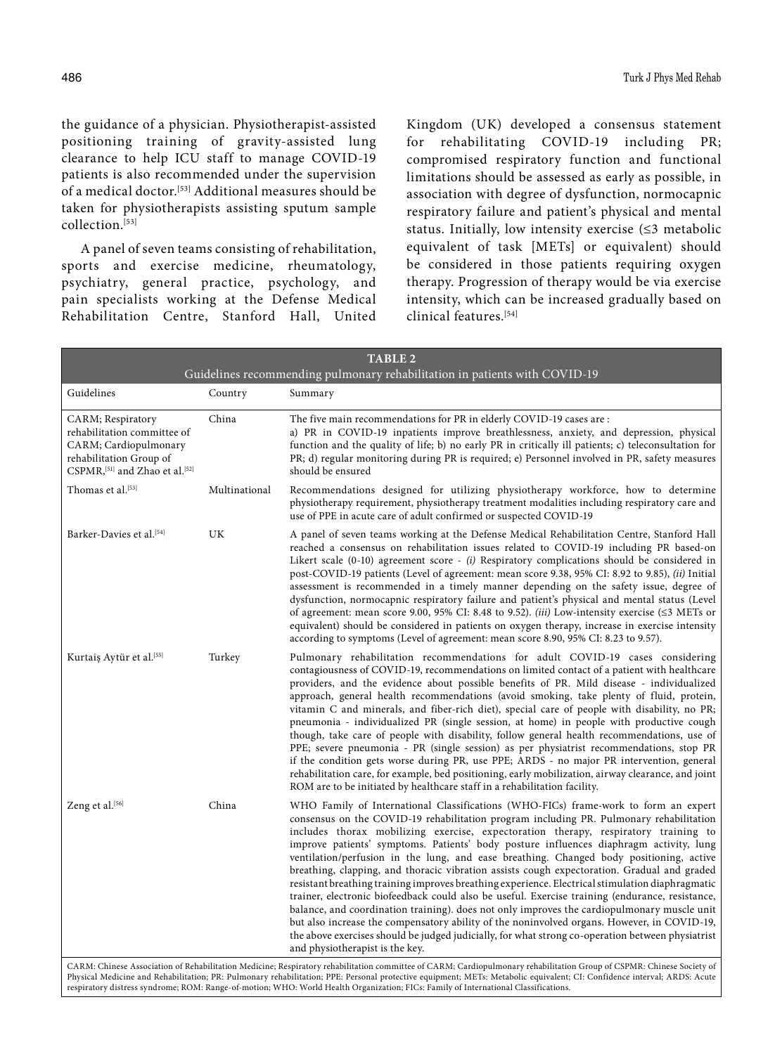the guidance of a physician. Physiotherapist-assisted positioning training of gravity-assisted lung clearance to help ICU staff to manage COVID-19 patients is also recommended under the supervision of a medical doctor.[53] Additional measures should be taken for physiotherapists assisting sputum sample collection.[53]

A panel of seven teams consisting of rehabilitation, sports and exercise medicine, rheumatology, psychiatry, general practice, psychology, and pain specialists working at the Defense Medical Rehabilitation Centre, Stanford Hall, United Kingdom (UK) developed a consensus statement for rehabilitating COVID-19 including PR; compromised respiratory function and functional limitations should be assessed as early as possible, in association with degree of dysfunction, normocapnic respiratory failure and patient's physical and mental status. Initially, low intensity exercise (≤3 metabolic equivalent of task [METs] or equivalent) should be considered in those patients requiring oxygen therapy. Progression of therapy would be via exercise intensity, which can be increased gradually based on clinical features.[54]

**TABLE 2**
Guidelines recommending pulmonary rehabilitation in patients with COVID-19

| Guidelines | Country | Summary |
|---|---|---|
| CARM; Respiratory rehabilitation committee of CARM; Cardiopulmonary rehabilitation Group of CSPMR,[51] and Zhao et al.[52] | China | The five main recommendations for PR in elderly COVID-19 cases are : a) PR in COVID-19 inpatients improve breathlessness, anxiety, and depression, physical function and the quality of life; b) no early PR in critically ill patients; c) teleconsultation for PR; d) regular monitoring during PR is required; e) Personnel involved in PR, safety measures should be ensured |
| Thomas et al.[53] | Multinational | Recommendations designed for utilizing physiotherapy workforce, how to determine physiotherapy requirement, physiotherapy treatment modalities including respiratory care and use of PPE in acute care of adult confirmed or suspected COVID-19 |
| Barker-Davies et al.[54] | UK | A panel of seven teams working at the Defense Medical Rehabilitation Centre, Stanford Hall reached a consensus on rehabilitation issues related to COVID-19 including PR based-on Likert scale (0-10) agreement score - *(i)* Respiratory complications should be considered in post-COVID-19 patients (Level of agreement: mean score 9.38, 95% CI: 8.92 to 9.85), *(ii)* Initial assessment is recommended in a timely manner depending on the safety issue, degree of dysfunction, normocapnic respiratory failure and patient's physical and mental status (Level of agreement: mean score 9.00, 95% CI: 8.48 to 9.52). *(iii)* Low-intensity exercise (≤3 METs or equivalent) should be considered in patients on oxygen therapy, increase in exercise intensity according to symptoms (Level of agreement: mean score 8.90, 95% CI: 8.23 to 9.57). |
| Kurtaiş Aytür et al.[55] | Turkey | Pulmonary rehabilitation recommendations for adult COVID-19 cases considering contagiousness of COVID-19, recommendations on limited contact of a patient with healthcare providers, and the evidence about possible benefits of PR. Mild disease - individualized approach, general health recommendations (avoid smoking, take plenty of fluid, protein, vitamin C and minerals, and fiber-rich diet), special care of people with disability, no PR; pneumonia - individualized PR (single session, at home) in people with productive cough though, take care of people with disability, follow general health recommendations, use of PPE; severe pneumonia - PR (single session) as per physiatrist recommendations, stop PR if the condition gets worse during PR, use PPE; ARDS - no major PR intervention, general rehabilitation care, for example, bed positioning, early mobilization, airway clearance, and joint ROM are to be initiated by healthcare staff in a rehabilitation facility. |
| Zeng et al.[56] | China | WHO Family of International Classifications (WHO-FICs) frame-work to form an expert consensus on the COVID-19 rehabilitation program including PR. Pulmonary rehabilitation includes thorax mobilizing exercise, expectoration therapy, respiratory training to improve patients' symptoms. Patients' body posture influences diaphragm activity, lung ventilation/perfusion in the lung, and ease breathing. Changed body positioning, active breathing, clapping, and thoracic vibration assists cough expectoration. Gradual and graded resistant breathing training improves breathing experience. Electrical stimulation diaphragmatic trainer, electronic biofeedback could also be useful. Exercise training (endurance, resistance, balance, and coordination training). does not only improves the cardiopulmonary muscle unit but also increase the compensatory ability of the noninvolved organs. However, in COVID-19, the above exercises should be judged judicially, for what strong co-operation between physiatrist and physiotherapist is the key. |

CARM: Chinese Association of Rehabilitation Medicine; Respiratory rehabilitation committee of CARM; Cardiopulmonary rehabilitation Group of CSPMR: Chinese Society of Physical Medicine and Rehabilitation; PR: Pulmonary rehabilitation; PPE: Personal protective equipment; METs: Metabolic equivalent; CI: Confidence interval; ARDS: Acute respiratory distress syndrome; ROM: Range-of-motion; WHO: World Health Organization; FICs: Family of International Classifications.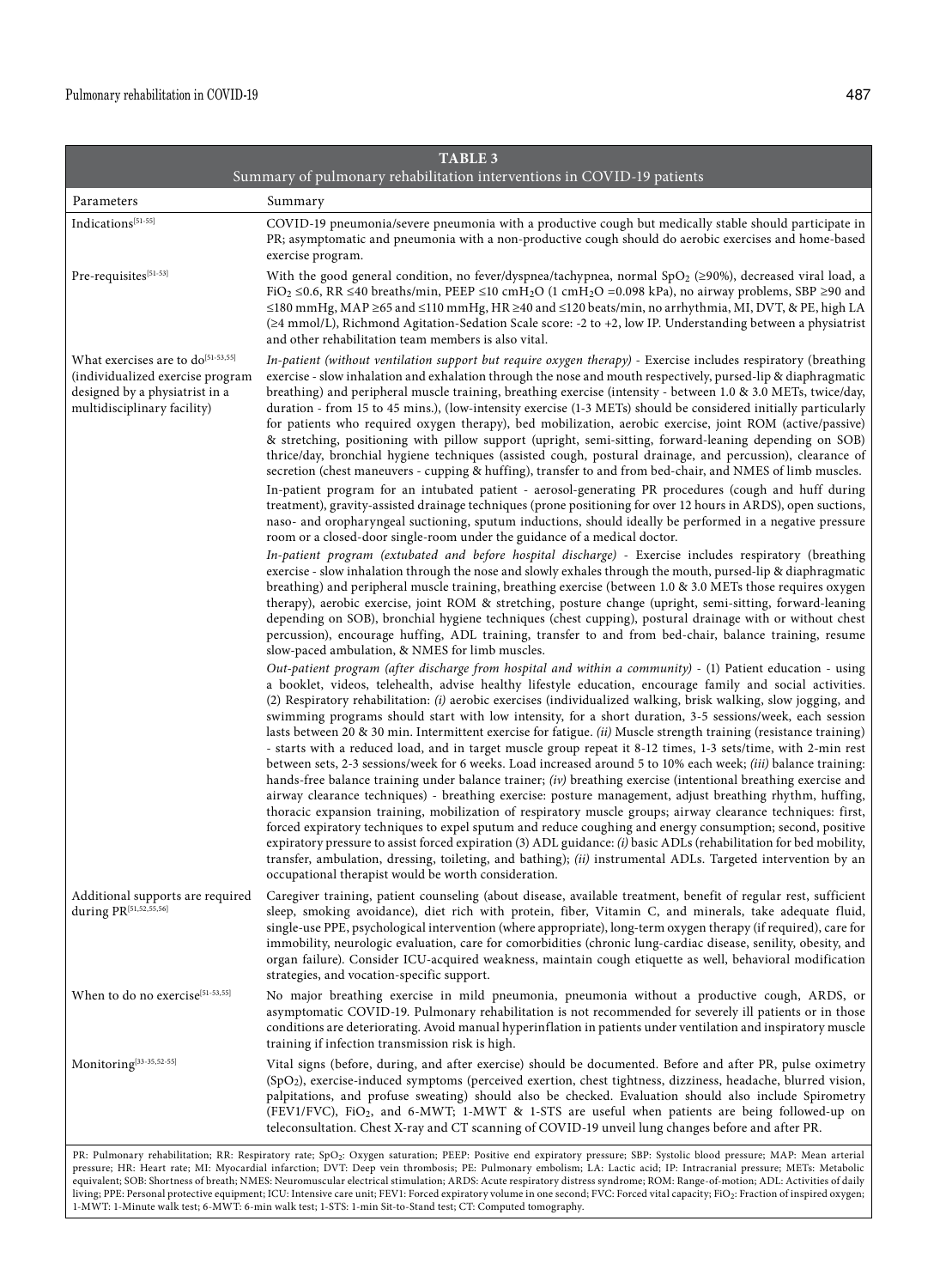**TABLE 3**
Summary of pulmonary rehabilitation interventions in COVID-19 patients

| Parameters | Summary |
|---|---|
| Indications[51-55] | COVID-19 pneumonia/severe pneumonia with a productive cough but medically stable should participate in PR; asymptomatic and pneumonia with a non-productive cough should do aerobic exercises and home-based exercise program. |
| Pre-requisites[51-53] | With the good general condition, no fever/dyspnea/tachypnea, normal $SpO_2$ (≥90%), decreased viral load, a $FiO_2$ ≤0.6, RR ≤40 breaths/min, PEEP ≤10 $cmH_2O$ (1 $cmH_2O$ =0.098 kPa), no airway problems, SBP ≥90 and ≤180 mmHg, MAP ≥65 and ≤110 mmHg, HR ≥40 and ≤120 beats/min, no arrhythmia, MI, DVT, & PE, high LA (≥4 mmol/L), Richmond Agitation-Sedation Scale score: -2 to +2, low IP. Understanding between a physiatrist and other rehabilitation team members is also vital. |
| What exercises are to do[51-53,55] (individualized exercise program designed by a physiatrist in a multidisciplinary facility) | *In-patient (without ventilation support but require oxygen therapy)* - Exercise includes respiratory (breathing exercise - slow inhalation and exhalation through the nose and mouth respectively, pursed-lip & diaphragmatic breathing) and peripheral muscle training, breathing exercise (intensity - between 1.0 & 3.0 METs, twice/day, duration - from 15 to 45 mins.), (low-intensity exercise (1-3 METs) should be considered initially particularly for patients who required oxygen therapy), bed mobilization, aerobic exercise, joint ROM (active/passive) & stretching, positioning with pillow support (upright, semi-sitting, forward-leaning depending on SOB) thrice/day, bronchial hygiene techniques (assisted cough, postural drainage, and percussion), clearance of secretion (chest maneuvers - cupping & huffing), transfer to and from bed-chair, and NMES of limb muscles.<br><br>In-patient program for an intubated patient - aerosol-generating PR procedures (cough and huff during treatment), gravity-assisted drainage techniques (prone positioning for over 12 hours in ARDS), open suctions, naso- and oropharyngeal suctioning, sputum inductions, should ideally be performed in a negative pressure room or a closed-door single-room under the guidance of a medical doctor.<br><br>*In-patient program (extubated and before hospital discharge)* - Exercise includes respiratory (breathing exercise - slow inhalation through the nose and slowly exhales through the mouth, pursed-lip & diaphragmatic breathing) and peripheral muscle training, breathing exercise (between 1.0 & 3.0 METs those requires oxygen therapy), aerobic exercise, joint ROM & stretching, posture change (upright, semi-sitting, forward-leaning depending on SOB), bronchial hygiene techniques (chest cupping), postural drainage with or without chest percussion), encourage huffing, ADL training, transfer to and from bed-chair, balance training, resume slow-paced ambulation, & NMES for limb muscles.<br><br>*Out-patient program (after discharge from hospital and within a community)* - (1) Patient education - using a booklet, videos, telehealth, advise healthy lifestyle education, encourage family and social activities. (2) Respiratory rehabilitation: *(i)* aerobic exercises (individualized walking, brisk walking, slow jogging, and swimming programs should start with low intensity, for a short duration, 3-5 sessions/week, each session lasts between 20 & 30 min. Intermittent exercise for fatigue. *(ii)* Muscle strength training (resistance training) - starts with a reduced load, and in target muscle group repeat it 8-12 times, 1-3 sets/time, with 2-min rest between sets, 2-3 sessions/week for 6 weeks. Load increased around 5 to 10% each week; *(iii)* balance training: hands-free balance training under balance trainer; *(iv)* breathing exercise (intentional breathing exercise and airway clearance techniques) - breathing exercise: posture management, adjust breathing rhythm, huffing, thoracic expansion training, mobilization of respiratory muscle groups; airway clearance techniques: first, forced expiratory techniques to expel sputum and reduce coughing and energy consumption; second, positive expiratory pressure to assist forced expiration (3) ADL guidance: *(i)* basic ADLs (rehabilitation for bed mobility, transfer, ambulation, dressing, toileting, and bathing); *(ii)* instrumental ADLs. Targeted intervention by an occupational therapist would be worth consideration. |
| Additional supports are required during PR[51,52,55,56] | Caregiver training, patient counseling (about disease, available treatment, benefit of regular rest, sufficient sleep, smoking avoidance), diet rich with protein, fiber, Vitamin C, and minerals, take adequate fluid, single-use PPE, psychological intervention (where appropriate), long-term oxygen therapy (if required), care for immobility, neurologic evaluation, care for comorbidities (chronic lung-cardiac disease, senility, obesity, and organ failure). Consider ICU-acquired weakness, maintain cough etiquette as well, behavioral modification strategies, and vocation-specific support. |
| When to do no exercise[51-53,55] | No major breathing exercise in mild pneumonia, pneumonia without a productive cough, ARDS, or asymptomatic COVID-19. Pulmonary rehabilitation is not recommended for severely ill patients or in those conditions are deteriorating. Avoid manual hyperinflation in patients under ventilation and inspiratory muscle training if infection transmission risk is high. |
| Monitoring[33-35,52-55] | Vital signs (before, during, and after exercise) should be documented. Before and after PR, pulse oximetry ($SpO_2$), exercise-induced symptoms (perceived exertion, chest tightness, dizziness, headache, blurred vision, palpitations, and profuse sweating) should also be checked. Evaluation should also include Spirometry (FEV1/FVC), $FiO_2$, and 6-MWT; 1-MWT & 1-STS are useful when patients are being followed-up on teleconsultation. Chest X-ray and CT scanning of COVID-19 unveil lung changes before and after PR. |

PR: Pulmonary rehabilitation; RR: Respiratory rate; $SpO_2$: Oxygen saturation; PEEP: Positive end expiratory pressure; SBP: Systolic blood pressure; MAP: Mean arterial pressure; HR: Heart rate; MI: Myocardial infarction; DVT: Deep vein thrombosis; PE: Pulmonary embolism; LA: Lactic acid; IP: Intracranial pressure; METs: Metabolic equivalent; SOB: Shortness of breath; NMES: Neuromuscular electrical stimulation; ARDS: Acute respiratory distress syndrome; ROM: Range-of-motion; ADL: Activities of daily living; PPE: Personal protective equipment; ICU: Intensive care unit; FEV1: Forced expiratory volume in one second; FVC: Forced vital capacity; $FiO_2$: Fraction of inspired oxygen; 1-MWT: 1-Minute walk test; 6-MWT: 6-min walk test; 1-STS: 1-min Sit-to-Stand test; CT: Computed tomography.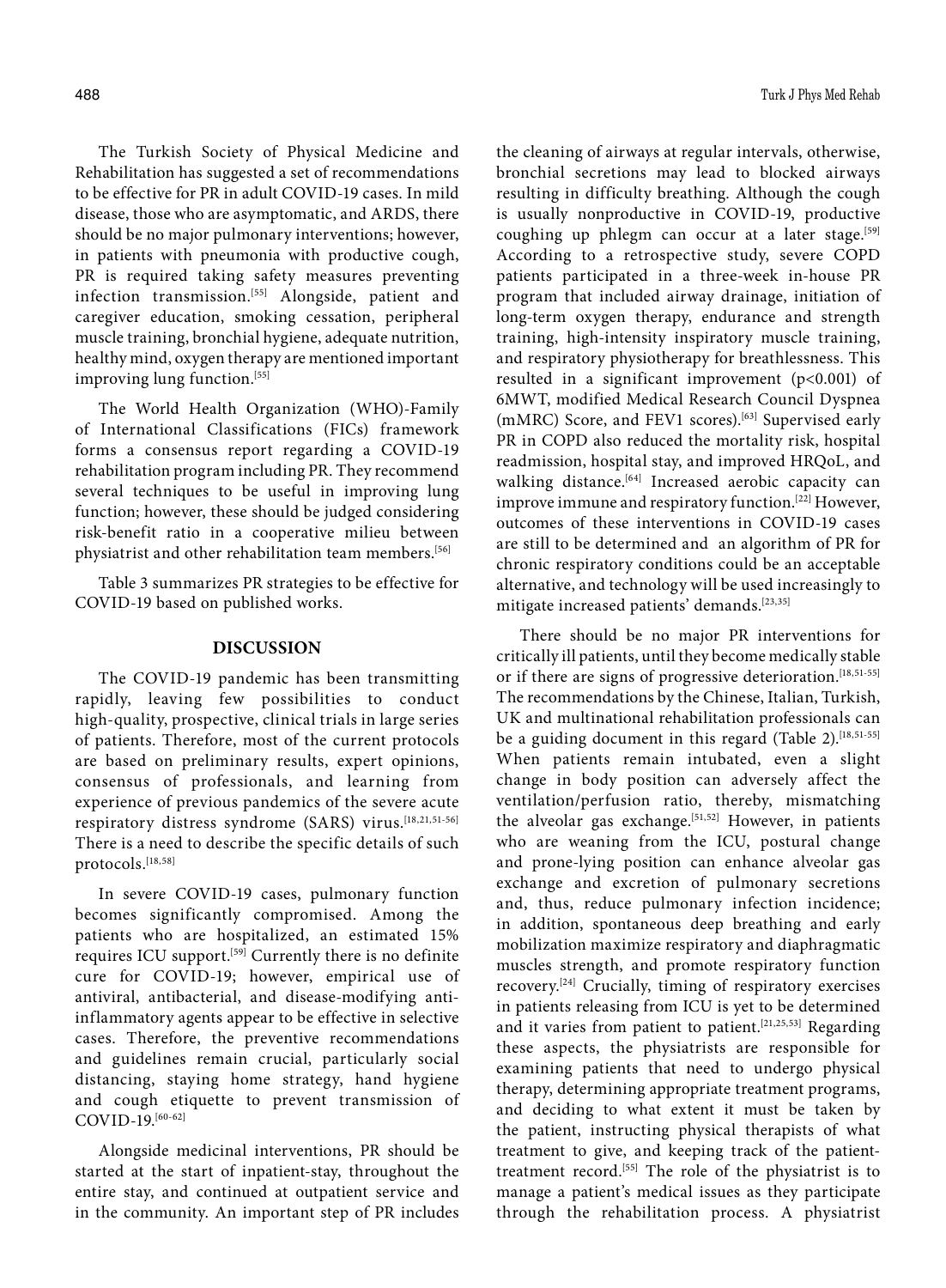The Turkish Society of Physical Medicine and Rehabilitation has suggested a set of recommendations to be effective for PR in adult COVID-19 cases. In mild disease, those who are asymptomatic, and ARDS, there should be no major pulmonary interventions; however, in patients with pneumonia with productive cough, PR is required taking safety measures preventing infection transmission.[55] Alongside, patient and caregiver education, smoking cessation, peripheral muscle training, bronchial hygiene, adequate nutrition, healthy mind, oxygen therapy are mentioned important improving lung function.[55]

The World Health Organization (WHO)-Family of International Classifications (FICs) framework forms a consensus report regarding a COVID-19 rehabilitation program including PR. They recommend several techniques to be useful in improving lung function; however, these should be judged considering risk-benefit ratio in a cooperative milieu between physiatrist and other rehabilitation team members.[56]

Table 3 summarizes PR strategies to be effective for COVID-19 based on published works.

## DISCUSSION

The COVID-19 pandemic has been transmitting rapidly, leaving few possibilities to conduct high-quality, prospective, clinical trials in large series of patients. Therefore, most of the current protocols are based on preliminary results, expert opinions, consensus of professionals, and learning from experience of previous pandemics of the severe acute respiratory distress syndrome (SARS) virus.[18,21,51-56] There is a need to describe the specific details of such protocols.[18,58]

In severe COVID-19 cases, pulmonary function becomes significantly compromised. Among the patients who are hospitalized, an estimated 15% requires ICU support.[59] Currently there is no definite cure for COVID-19; however, empirical use of antiviral, antibacterial, and disease-modifying anti-inflammatory agents appear to be effective in selective cases. Therefore, the preventive recommendations and guidelines remain crucial, particularly social distancing, staying home strategy, hand hygiene and cough etiquette to prevent transmission of COVID-19.[60-62]

Alongside medicinal interventions, PR should be started at the start of inpatient-stay, throughout the entire stay, and continued at outpatient service and in the community. An important step of PR includes the cleaning of airways at regular intervals, otherwise, bronchial secretions may lead to blocked airways resulting in difficulty breathing. Although the cough is usually nonproductive in COVID-19, productive coughing up phlegm can occur at a later stage.[59] According to a retrospective study, severe COPD patients participated in a three-week in-house PR program that included airway drainage, initiation of long-term oxygen therapy, endurance and strength training, high-intensity inspiratory muscle training, and respiratory physiotherapy for breathlessness. This resulted in a significant improvement ($p<0.001$) of 6MWT, modified Medical Research Council Dyspnea (mMRC) Score, and FEV1 scores).[63] Supervised early PR in COPD also reduced the mortality risk, hospital readmission, hospital stay, and improved HRQoL, and walking distance.[64] Increased aerobic capacity can improve immune and respiratory function.[22] However, outcomes of these interventions in COVID-19 cases are still to be determined and an algorithm of PR for chronic respiratory conditions could be an acceptable alternative, and technology will be used increasingly to mitigate increased patients' demands.[23,35]

There should be no major PR interventions for critically ill patients, until they become medically stable or if there are signs of progressive deterioration.[18,51-55] The recommendations by the Chinese, Italian, Turkish, UK and multinational rehabilitation professionals can be a guiding document in this regard (Table 2).[18,51-55] When patients remain intubated, even a slight change in body position can adversely affect the ventilation/perfusion ratio, thereby, mismatching the alveolar gas exchange.[51,52] However, in patients who are weaning from the ICU, postural change and prone-lying position can enhance alveolar gas exchange and excretion of pulmonary secretions and, thus, reduce pulmonary infection incidence; in addition, spontaneous deep breathing and early mobilization maximize respiratory and diaphragmatic muscles strength, and promote respiratory function recovery.[24] Crucially, timing of respiratory exercises in patients releasing from ICU is yet to be determined and it varies from patient to patient.[21,25,53] Regarding these aspects, the physiatrists are responsible for examining patients that need to undergo physical therapy, determining appropriate treatment programs, and deciding to what extent it must be taken by the patient, instructing physical therapists of what treatment to give, and keeping track of the patient-treatment record.[55] The role of the physiatrist is to manage a patient's medical issues as they participate through the rehabilitation process. A physiatrist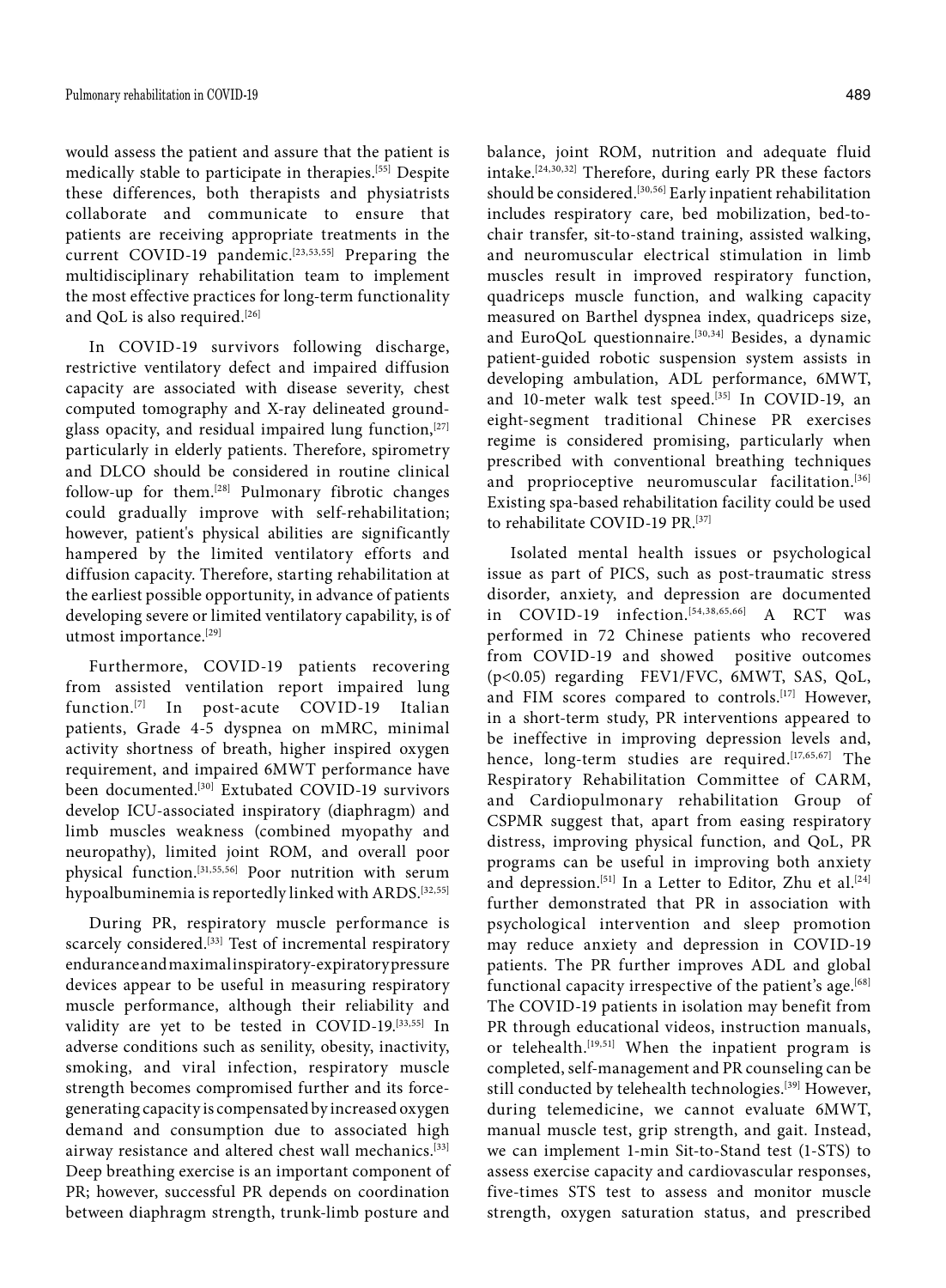would assess the patient and assure that the patient is medically stable to participate in therapies.[55] Despite these differences, both therapists and physiatrists collaborate and communicate to ensure that patients are receiving appropriate treatments in the current COVID-19 pandemic.[23,53,55] Preparing the multidisciplinary rehabilitation team to implement the most effective practices for long-term functionality and QoL is also required.[26]

In COVID-19 survivors following discharge, restrictive ventilatory defect and impaired diffusion capacity are associated with disease severity, chest computed tomography and X-ray delineated ground-glass opacity, and residual impaired lung function,[27] particularly in elderly patients. Therefore, spirometry and DLCO should be considered in routine clinical follow-up for them.[28] Pulmonary fibrotic changes could gradually improve with self-rehabilitation; however, patient's physical abilities are significantly hampered by the limited ventilatory efforts and diffusion capacity. Therefore, starting rehabilitation at the earliest possible opportunity, in advance of patients developing severe or limited ventilatory capability, is of utmost importance.[29]

Furthermore, COVID-19 patients recovering from assisted ventilation report impaired lung function.[7] In post-acute COVID-19 Italian patients, Grade 4-5 dyspnea on mMRC, minimal activity shortness of breath, higher inspired oxygen requirement, and impaired 6MWT performance have been documented.[30] Extubated COVID-19 survivors develop ICU-associated inspiratory (diaphragm) and limb muscles weakness (combined myopathy and neuropathy), limited joint ROM, and overall poor physical function.[31,55,56] Poor nutrition with serum hypoalbuminemia is reportedly linked with ARDS.[32,55]

During PR, respiratory muscle performance is scarcely considered.[33] Test of incremental respiratory endurance and maximal inspiratory-expiratory pressure devices appear to be useful in measuring respiratory muscle performance, although their reliability and validity are yet to be tested in COVID-19.[33,55] In adverse conditions such as senility, obesity, inactivity, smoking, and viral infection, respiratory muscle strength becomes compromised further and its force-generating capacity is compensated by increased oxygen demand and consumption due to associated high airway resistance and altered chest wall mechanics.[33] Deep breathing exercise is an important component of PR; however, successful PR depends on coordination between diaphragm strength, trunk-limb posture and balance, joint ROM, nutrition and adequate fluid intake.[24,30,32] Therefore, during early PR these factors should be considered.[30,56] Early inpatient rehabilitation includes respiratory care, bed mobilization, bed-to-chair transfer, sit-to-stand training, assisted walking, and neuromuscular electrical stimulation in limb muscles result in improved respiratory function, quadriceps muscle function, and walking capacity measured on Barthel dyspnea index, quadriceps size, and EuroQoL questionnaire.[30,34] Besides, a dynamic patient-guided robotic suspension system assists in developing ambulation, ADL performance, 6MWT, and 10-meter walk test speed.[35] In COVID-19, an eight-segment traditional Chinese PR exercises regime is considered promising, particularly when prescribed with conventional breathing techniques and proprioceptive neuromuscular facilitation.[36] Existing spa-based rehabilitation facility could be used to rehabilitate COVID-19 PR.[37]

Isolated mental health issues or psychological issue as part of PICS, such as post-traumatic stress disorder, anxiety, and depression are documented in COVID-19 infection.[54,38,65,66] A RCT was performed in 72 Chinese patients who recovered from COVID-19 and showed positive outcomes ($p<0.05$) regarding FEV1/FVC, 6MWT, SAS, QoL, and FIM scores compared to controls.[17] However, in a short-term study, PR interventions appeared to be ineffective in improving depression levels and, hence, long-term studies are required.[17,65,67] The Respiratory Rehabilitation Committee of CARM, and Cardiopulmonary rehabilitation Group of CSPMR suggest that, apart from easing respiratory distress, improving physical function, and QoL, PR programs can be useful in improving both anxiety and depression.[51] In a Letter to Editor, Zhu et al.[24] further demonstrated that PR in association with psychological intervention and sleep promotion may reduce anxiety and depression in COVID-19 patients. The PR further improves ADL and global functional capacity irrespective of the patient's age.[68] The COVID-19 patients in isolation may benefit from PR through educational videos, instruction manuals, or telehealth.[19,51] When the inpatient program is completed, self-management and PR counseling can be still conducted by telehealth technologies.[39] However, during telemedicine, we cannot evaluate 6MWT, manual muscle test, grip strength, and gait. Instead, we can implement 1-min Sit-to-Stand test (1-STS) to assess exercise capacity and cardiovascular responses, five-times STS test to assess and monitor muscle strength, oxygen saturation status, and prescribed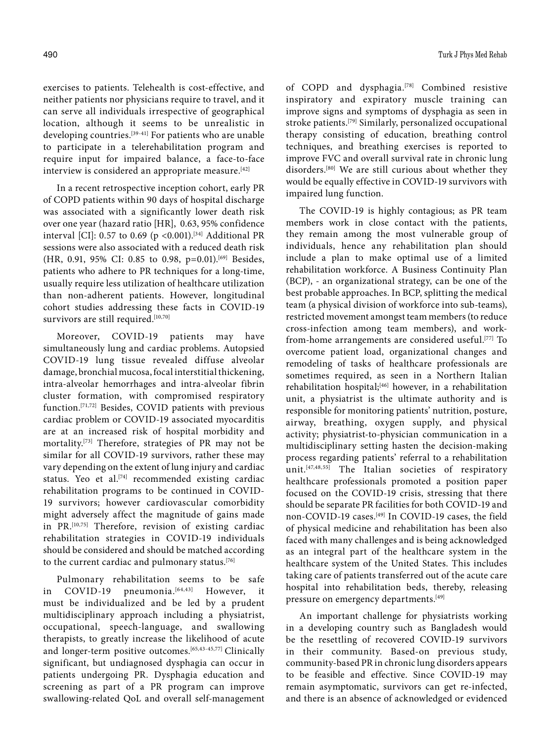exercises to patients. Telehealth is cost-effective, and neither patients nor physicians require to travel, and it can serve all individuals irrespective of geographical location, although it seems to be unrealistic in developing countries.[39-41] For patients who are unable to participate in a telerehabilitation program and require input for impaired balance, a face-to-face interview is considered an appropriate measure.[42]

In a recent retrospective inception cohort, early PR of COPD patients within 90 days of hospital discharge was associated with a significantly lower death risk over one year (hazard ratio [HR], 0.63, 95% confidence interval [CI]: 0.57 to 0.69 (p <0.001).[34] Additional PR sessions were also associated with a reduced death risk (HR, 0.91, 95% CI: 0.85 to 0.98, p=0.01).[69] Besides, patients who adhere to PR techniques for a long-time, usually require less utilization of healthcare utilization than non-adherent patients. However, longitudinal cohort studies addressing these facts in COVID-19 survivors are still required.[10,70]

Moreover, COVID-19 patients may have simultaneously lung and cardiac problems. Autopsied COVID-19 lung tissue revealed diffuse alveolar damage, bronchial mucosa, focal interstitial thickening, intra-alveolar hemorrhages and intra-alveolar fibrin cluster formation, with compromised respiratory function.[71,72] Besides, COVID patients with previous cardiac problem or COVID-19 associated myocarditis are at an increased risk of hospital morbidity and mortality.[73] Therefore, strategies of PR may not be similar for all COVID-19 survivors, rather these may vary depending on the extent of lung injury and cardiac status. Yeo et al.[74] recommended existing cardiac rehabilitation programs to be continued in COVID-19 survivors; however cardiovascular comorbidity might adversely affect the magnitude of gains made in PR.[10,75] Therefore, revision of existing cardiac rehabilitation strategies in COVID-19 individuals should be considered and should be matched according to the current cardiac and pulmonary status.[76]

Pulmonary rehabilitation seems to be safe in COVID-19 pneumonia.[64,43] However, it must be individualized and be led by a prudent multidisciplinary approach including a physiatrist, occupational, speech-language, and swallowing therapists, to greatly increase the likelihood of acute and longer-term positive outcomes.[65,43-45,77] Clinically significant, but undiagnosed dysphagia can occur in patients undergoing PR. Dysphagia education and screening as part of a PR program can improve swallowing-related QoL and overall self-management of COPD and dysphagia.[78] Combined resistive inspiratory and expiratory muscle training can improve signs and symptoms of dysphagia as seen in stroke patients.[79] Similarly, personalized occupational therapy consisting of education, breathing control techniques, and breathing exercises is reported to improve FVC and overall survival rate in chronic lung disorders.[80] We are still curious about whether they would be equally effective in COVID-19 survivors with impaired lung function.

The COVID-19 is highly contagious; as PR team members work in close contact with the patients, they remain among the most vulnerable group of individuals, hence any rehabilitation plan should include a plan to make optimal use of a limited rehabilitation workforce. A Business Continuity Plan (BCP), - an organizational strategy, can be one of the best probable approaches. In BCP, splitting the medical team (a physical division of workforce into sub-teams), restricted movement amongst team members (to reduce cross-infection among team members), and work-from-home arrangements are considered useful.[77] To overcome patient load, organizational changes and remodeling of tasks of healthcare professionals are sometimes required, as seen in a Northern Italian rehabilitation hospital;[46] however, in a rehabilitation unit, a physiatrist is the ultimate authority and is responsible for monitoring patients' nutrition, posture, airway, breathing, oxygen supply, and physical activity; physiatrist-to-physician communication in a multidisciplinary setting hasten the decision-making process regarding patients' referral to a rehabilitation unit.[47,48,55] The Italian societies of respiratory healthcare professionals promoted a position paper focused on the COVID-19 crisis, stressing that there should be separate PR facilities for both COVID-19 and non-COVID-19 cases.[49] In COVID-19 cases, the field of physical medicine and rehabilitation has been also faced with many challenges and is being acknowledged as an integral part of the healthcare system in the healthcare system of the United States. This includes taking care of patients transferred out of the acute care hospital into rehabilitation beds, thereby, releasing pressure on emergency departments.[49]

An important challenge for physiatrists working in a developing country such as Bangladesh would be the resettling of recovered COVID-19 survivors in their community. Based-on previous study, community-based PR in chronic lung disorders appears to be feasible and effective. Since COVID-19 may remain asymptomatic, survivors can get re-infected, and there is an absence of acknowledged or evidenced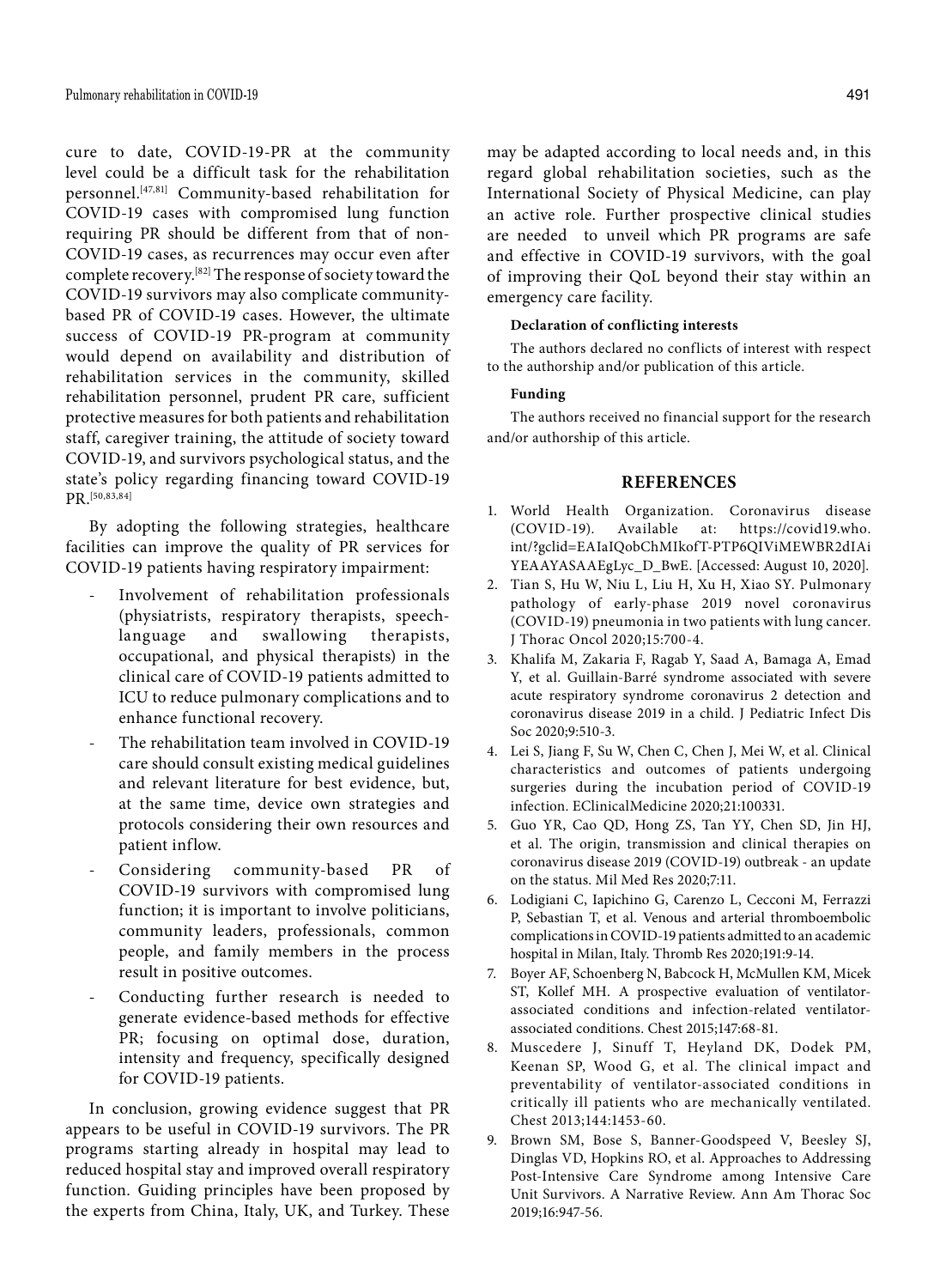cure to date, COVID-19-PR at the community level could be a difficult task for the rehabilitation personnel.[47,81] Community-based rehabilitation for COVID-19 cases with compromised lung function requiring PR should be different from that of non-COVID-19 cases, as recurrences may occur even after complete recovery.[82] The response of society toward the COVID-19 survivors may also complicate community-based PR of COVID-19 cases. However, the ultimate success of COVID-19 PR-program at community would depend on availability and distribution of rehabilitation services in the community, skilled rehabilitation personnel, prudent PR care, sufficient protective measures for both patients and rehabilitation staff, caregiver training, the attitude of society toward COVID-19, and survivors psychological status, and the state's policy regarding financing toward COVID-19 PR.[50,83,84]

By adopting the following strategies, healthcare facilities can improve the quality of PR services for COVID-19 patients having respiratory impairment:

- Involvement of rehabilitation professionals (physiatrists, respiratory therapists, speech-language and swallowing therapists, occupational, and physical therapists) in the clinical care of COVID-19 patients admitted to ICU to reduce pulmonary complications and to enhance functional recovery.
- The rehabilitation team involved in COVID-19 care should consult existing medical guidelines and relevant literature for best evidence, but, at the same time, device own strategies and protocols considering their own resources and patient inflow.
- Considering community-based PR of COVID-19 survivors with compromised lung function; it is important to involve politicians, community leaders, professionals, common people, and family members in the process result in positive outcomes.
- Conducting further research is needed to generate evidence-based methods for effective PR; focusing on optimal dose, duration, intensity and frequency, specifically designed for COVID-19 patients.

In conclusion, growing evidence suggest that PR appears to be useful in COVID-19 survivors. The PR programs starting already in hospital may lead to reduced hospital stay and improved overall respiratory function. Guiding principles have been proposed by the experts from China, Italy, UK, and Turkey. These may be adapted according to local needs and, in this regard global rehabilitation societies, such as the International Society of Physical Medicine, can play an active role. Further prospective clinical studies are needed to unveil which PR programs are safe and effective in COVID-19 survivors, with the goal of improving their QoL beyond their stay within an emergency care facility.

#### Declaration of conflicting interests

The authors declared no conflicts of interest with respect to the authorship and/or publication of this article.

#### Funding

The authors received no financial support for the research and/or authorship of this article.

## REFERENCES

1. World Health Organization. Coronavirus disease (COVID-19). Available at: https://covid19.who.int/?gclid=EAIaIQobChMIkofT-PTP6QIViMEWBR2dIAiYEAAYASAAEgLyc_D_BwE. [Accessed: August 10, 2020].
2. Tian S, Hu W, Niu L, Liu H, Xu H, Xiao SY. Pulmonary pathology of early-phase 2019 novel coronavirus (COVID-19) pneumonia in two patients with lung cancer. J Thorac Oncol 2020;15:700-4.
3. Khalifa M, Zakaria F, Ragab Y, Saad A, Bamaga A, Emad Y, et al. Guillain-Barré syndrome associated with severe acute respiratory syndrome coronavirus 2 detection and coronavirus disease 2019 in a child. J Pediatric Infect Dis Soc 2020;9:510-3.
4. Lei S, Jiang F, Su W, Chen C, Chen J, Mei W, et al. Clinical characteristics and outcomes of patients undergoing surgeries during the incubation period of COVID-19 infection. EClinicalMedicine 2020;21:100331.
5. Guo YR, Cao QD, Hong ZS, Tan YY, Chen SD, Jin HJ, et al. The origin, transmission and clinical therapies on coronavirus disease 2019 (COVID-19) outbreak - an update on the status. Mil Med Res 2020;7:11.
6. Lodigiani C, Iapichino G, Carenzo L, Cecconi M, Ferrazzi P, Sebastian T, et al. Venous and arterial thromboembolic complications in COVID-19 patients admitted to an academic hospital in Milan, Italy. Thromb Res 2020;191:9-14.
7. Boyer AF, Schoenberg N, Babcock H, McMullen KM, Micek ST, Kollef MH. A prospective evaluation of ventilator-associated conditions and infection-related ventilator-associated conditions. Chest 2015;147:68-81.
8. Muscedere J, Sinuff T, Heyland DK, Dodek PM, Keenan SP, Wood G, et al. The clinical impact and preventability of ventilator-associated conditions in critically ill patients who are mechanically ventilated. Chest 2013;144:1453-60.
9. Brown SM, Bose S, Banner-Goodspeed V, Beesley SJ, Dinglas VD, Hopkins RO, et al. Approaches to Addressing Post-Intensive Care Syndrome among Intensive Care Unit Survivors. A Narrative Review. Ann Am Thorac Soc 2019;16:947-56.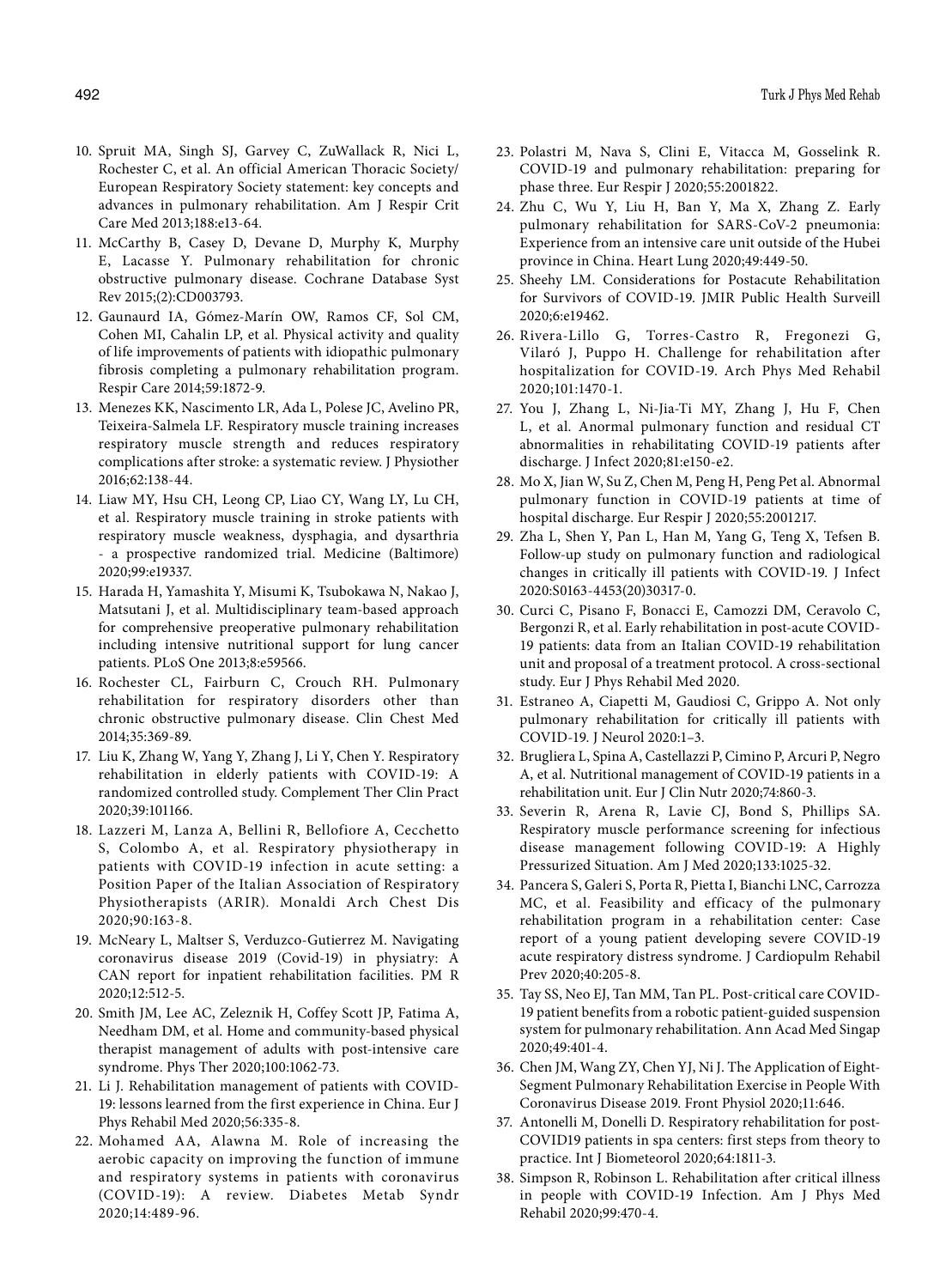10. Spruit MA, Singh SJ, Garvey C, ZuWallack R, Nici L, Rochester C, et al. An official American Thoracic Society/ European Respiratory Society statement: key concepts and advances in pulmonary rehabilitation. Am J Respir Crit Care Med 2013;188:e13-64.
11. McCarthy B, Casey D, Devane D, Murphy K, Murphy E, Lacasse Y. Pulmonary rehabilitation for chronic obstructive pulmonary disease. Cochrane Database Syst Rev 2015;(2):CD003793.
12. Gaunaurd IA, Gómez-Marín OW, Ramos CF, Sol CM, Cohen MI, Cahalin LP, et al. Physical activity and quality of life improvements of patients with idiopathic pulmonary fibrosis completing a pulmonary rehabilitation program. Respir Care 2014;59:1872-9.
13. Menezes KK, Nascimento LR, Ada L, Polese JC, Avelino PR, Teixeira-Salmela LF. Respiratory muscle training increases respiratory muscle strength and reduces respiratory complications after stroke: a systematic review. J Physiother 2016;62:138-44.
14. Liaw MY, Hsu CH, Leong CP, Liao CY, Wang LY, Lu CH, et al. Respiratory muscle training in stroke patients with respiratory muscle weakness, dysphagia, and dysarthria - a prospective randomized trial. Medicine (Baltimore) 2020;99:e19337.
15. Harada H, Yamashita Y, Misumi K, Tsubokawa N, Nakao J, Matsutani J, et al. Multidisciplinary team-based approach for comprehensive preoperative pulmonary rehabilitation including intensive nutritional support for lung cancer patients. PLoS One 2013;8:e59566.
16. Rochester CL, Fairburn C, Crouch RH. Pulmonary rehabilitation for respiratory disorders other than chronic obstructive pulmonary disease. Clin Chest Med 2014;35:369-89.
17. Liu K, Zhang W, Yang Y, Zhang J, Li Y, Chen Y. Respiratory rehabilitation in elderly patients with COVID-19: A randomized controlled study. Complement Ther Clin Pract 2020;39:101166.
18. Lazzeri M, Lanza A, Bellini R, Bellofiore A, Cecchetto S, Colombo A, et al. Respiratory physiotherapy in patients with COVID-19 infection in acute setting: a Position Paper of the Italian Association of Respiratory Physiotherapists (ARIR). Monaldi Arch Chest Dis 2020;90:163-8.
19. McNeary L, Maltser S, Verduzco-Gutierrez M. Navigating coronavirus disease 2019 (Covid-19) in physiatry: A CAN report for inpatient rehabilitation facilities. PM R 2020;12:512-5.
20. Smith JM, Lee AC, Zeleznik H, Coffey Scott JP, Fatima A, Needham DM, et al. Home and community-based physical therapist management of adults with post-intensive care syndrome. Phys Ther 2020;100:1062-73.
21. Li J. Rehabilitation management of patients with COVID-19: lessons learned from the first experience in China. Eur J Phys Rehabil Med 2020;56:335-8.
22. Mohamed AA, Alawna M. Role of increasing the aerobic capacity on improving the function of immune and respiratory systems in patients with coronavirus (COVID-19): A review. Diabetes Metab Syndr 2020;14:489-96.
23. Polastri M, Nava S, Clini E, Vitacca M, Gosselink R. COVID-19 and pulmonary rehabilitation: preparing for phase three. Eur Respir J 2020;55:2001822.
24. Zhu C, Wu Y, Liu H, Ban Y, Ma X, Zhang Z. Early pulmonary rehabilitation for SARS-CoV-2 pneumonia: Experience from an intensive care unit outside of the Hubei province in China. Heart Lung 2020;49:449-50.
25. Sheehy LM. Considerations for Postacute Rehabilitation for Survivors of COVID-19. JMIR Public Health Surveill 2020;6:e19462.
26. Rivera-Lillo G, Torres-Castro R, Fregonezi G, Vilaró J, Puppo H. Challenge for rehabilitation after hospitalization for COVID-19. Arch Phys Med Rehabil 2020;101:1470-1.
27. You J, Zhang L, Ni-Jia-Ti MY, Zhang J, Hu F, Chen L, et al. Anormal pulmonary function and residual CT abnormalities in rehabilitating COVID-19 patients after discharge. J Infect 2020;81:e150-e2.
28. Mo X, Jian W, Su Z, Chen M, Peng H, Peng Pet al. Abnormal pulmonary function in COVID-19 patients at time of hospital discharge. Eur Respir J 2020;55:2001217.
29. Zha L, Shen Y, Pan L, Han M, Yang G, Teng X, Tefsen B. Follow-up study on pulmonary function and radiological changes in critically ill patients with COVID-19. J Infect 2020:S0163-4453(20)30317-0.
30. Curci C, Pisano F, Bonacci E, Camozzi DM, Ceravolo C, Bergonzi R, et al. Early rehabilitation in post-acute COVID-19 patients: data from an Italian COVID-19 rehabilitation unit and proposal of a treatment protocol. A cross-sectional study. Eur J Phys Rehabil Med 2020.
31. Estraneo A, Ciapetti M, Gaudiosi C, Grippo A. Not only pulmonary rehabilitation for critically ill patients with COVID-19. J Neurol 2020:1–3.
32. Brugliera L, Spina A, Castellazzi P, Cimino P, Arcuri P, Negro A, et al. Nutritional management of COVID-19 patients in a rehabilitation unit. Eur J Clin Nutr 2020;74:860-3.
33. Severin R, Arena R, Lavie CJ, Bond S, Phillips SA. Respiratory muscle performance screening for infectious disease management following COVID-19: A Highly Pressurized Situation. Am J Med 2020;133:1025-32.
34. Pancera S, Galeri S, Porta R, Pietta I, Bianchi LNC, Carrozza MC, et al. Feasibility and efficacy of the pulmonary rehabilitation program in a rehabilitation center: Case report of a young patient developing severe COVID-19 acute respiratory distress syndrome. J Cardiopulm Rehabil Prev 2020;40:205-8.
35. Tay SS, Neo EJ, Tan MM, Tan PL. Post-critical care COVID-19 patient benefits from a robotic patient-guided suspension system for pulmonary rehabilitation. Ann Acad Med Singap 2020;49:401-4.
36. Chen JM, Wang ZY, Chen YJ, Ni J. The Application of Eight-Segment Pulmonary Rehabilitation Exercise in People With Coronavirus Disease 2019. Front Physiol 2020;11:646.
37. Antonelli M, Donelli D. Respiratory rehabilitation for post-COVID19 patients in spa centers: first steps from theory to practice. Int J Biometeorol 2020;64:1811-3.
38. Simpson R, Robinson L. Rehabilitation after critical illness in people with COVID-19 Infection. Am J Phys Med Rehabil 2020;99:470-4.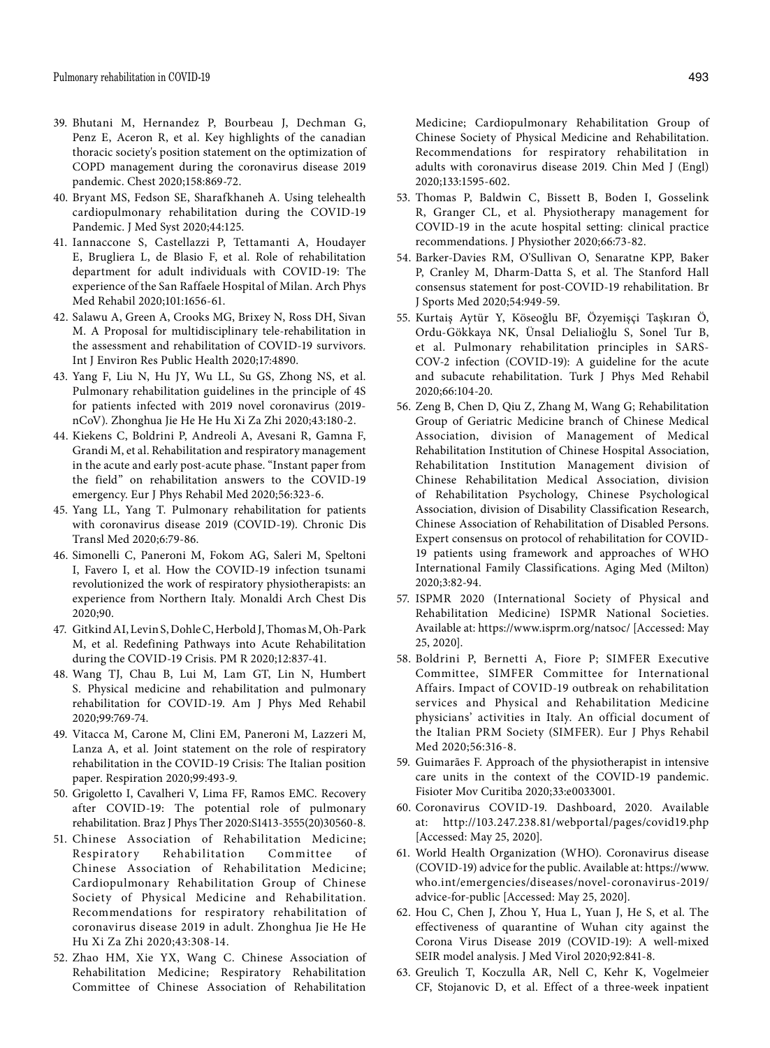39. Bhutani M, Hernandez P, Bourbeau J, Dechman G, Penz E, Aceron R, et al. Key highlights of the canadian thoracic society's position statement on the optimization of COPD management during the coronavirus disease 2019 pandemic. Chest 2020;158:869-72.
40. Bryant MS, Fedson SE, Sharafkhaneh A. Using telehealth cardiopulmonary rehabilitation during the COVID-19 Pandemic. J Med Syst 2020;44:125.
41. Iannaccone S, Castellazzi P, Tettamanti A, Houdayer E, Brugliera L, de Blasio F, et al. Role of rehabilitation department for adult individuals with COVID-19: The experience of the San Raffaele Hospital of Milan. Arch Phys Med Rehabil 2020;101:1656-61.
42. Salawu A, Green A, Crooks MG, Brixey N, Ross DH, Sivan M. A Proposal for multidisciplinary tele-rehabilitation in the assessment and rehabilitation of COVID-19 survivors. Int J Environ Res Public Health 2020;17:4890.
43. Yang F, Liu N, Hu JY, Wu LL, Su GS, Zhong NS, et al. Pulmonary rehabilitation guidelines in the principle of 4S for patients infected with 2019 novel coronavirus (2019-nCoV). Zhonghua Jie He He Hu Xi Za Zhi 2020;43:180-2.
44. Kiekens C, Boldrini P, Andreoli A, Avesani R, Gamna F, Grandi M, et al. Rehabilitation and respiratory management in the acute and early post-acute phase. "Instant paper from the field" on rehabilitation answers to the COVID-19 emergency. Eur J Phys Rehabil Med 2020;56:323-6.
45. Yang LL, Yang T. Pulmonary rehabilitation for patients with coronavirus disease 2019 (COVID-19). Chronic Dis Transl Med 2020;6:79-86.
46. Simonelli C, Paneroni M, Fokom AG, Saleri M, Speltoni I, Favero I, et al. How the COVID-19 infection tsunami revolutionized the work of respiratory physiotherapists: an experience from Northern Italy. Monaldi Arch Chest Dis 2020;90.
47. Gitkind AI, Levin S, Dohle C, Herbold J, Thomas M, Oh-Park M, et al. Redefining Pathways into Acute Rehabilitation during the COVID-19 Crisis. PM R 2020;12:837-41.
48. Wang TJ, Chau B, Lui M, Lam GT, Lin N, Humbert S. Physical medicine and rehabilitation and pulmonary rehabilitation for COVID-19. Am J Phys Med Rehabil 2020;99:769-74.
49. Vitacca M, Carone M, Clini EM, Paneroni M, Lazzeri M, Lanza A, et al. Joint statement on the role of respiratory rehabilitation in the COVID-19 Crisis: The Italian position paper. Respiration 2020;99:493-9.
50. Grigoletto I, Cavalheri V, Lima FF, Ramos EMC. Recovery after COVID-19: The potential role of pulmonary rehabilitation. Braz J Phys Ther 2020:S1413-3555(20)30560-8.
51. Chinese Association of Rehabilitation Medicine; Respiratory Rehabilitation Committee of Chinese Association of Rehabilitation Medicine; Cardiopulmonary Rehabilitation Group of Chinese Society of Physical Medicine and Rehabilitation. Recommendations for respiratory rehabilitation of coronavirus disease 2019 in adult. Zhonghua Jie He He Hu Xi Za Zhi 2020;43:308-14.
52. Zhao HM, Xie YX, Wang C. Chinese Association of Rehabilitation Medicine; Respiratory Rehabilitation Committee of Chinese Association of Rehabilitation Medicine; Cardiopulmonary Rehabilitation Group of Chinese Society of Physical Medicine and Rehabilitation. Recommendations for respiratory rehabilitation in adults with coronavirus disease 2019. Chin Med J (Engl) 2020;133:1595-602.
53. Thomas P, Baldwin C, Bissett B, Boden I, Gosselink R, Granger CL, et al. Physiotherapy management for COVID-19 in the acute hospital setting: clinical practice recommendations. J Physiother 2020;66:73-82.
54. Barker-Davies RM, O'Sullivan O, Senaratne KPP, Baker P, Cranley M, Dharm-Datta S, et al. The Stanford Hall consensus statement for post-COVID-19 rehabilitation. Br J Sports Med 2020;54:949-59.
55. Kurtaiş Aytür Y, Köseoğlu BF, Özyemişçi Taşkıran Ö, Ordu-Gökkaya NK, Ünsal Delialioğlu S, Sonel Tur B, et al. Pulmonary rehabilitation principles in SARS-COV-2 infection (COVID-19): A guideline for the acute and subacute rehabilitation. Turk J Phys Med Rehabil 2020;66:104-20.
56. Zeng B, Chen D, Qiu Z, Zhang M, Wang G; Rehabilitation Group of Geriatric Medicine branch of Chinese Medical Association, division of Management of Medical Rehabilitation Institution of Chinese Hospital Association, Rehabilitation Institution Management division of Chinese Rehabilitation Medical Association, division of Rehabilitation Psychology, Chinese Psychological Association, division of Disability Classification Research, Chinese Association of Rehabilitation of Disabled Persons. Expert consensus on protocol of rehabilitation for COVID-19 patients using framework and approaches of WHO International Family Classifications. Aging Med (Milton) 2020;3:82-94.
57. ISPMR 2020 (International Society of Physical and Rehabilitation Medicine) ISPMR National Societies. Available at: https://www.isprm.org/natsoc/ [Accessed: May 25, 2020].
58. Boldrini P, Bernetti A, Fiore P; SIMFER Executive Committee, SIMFER Committee for International Affairs. Impact of COVID-19 outbreak on rehabilitation services and Physical and Rehabilitation Medicine physicians' activities in Italy. An official document of the Italian PRM Society (SIMFER). Eur J Phys Rehabil Med 2020;56:316-8.
59. Guimarães F. Approach of the physiotherapist in intensive care units in the context of the COVID-19 pandemic. Fisioter Mov Curitiba 2020;33:e0033001.
60. Coronavirus COVID-19. Dashboard, 2020. Available at: http://103.247.238.81/webportal/pages/covid19.php [Accessed: May 25, 2020].
61. World Health Organization (WHO). Coronavirus disease (COVID-19) advice for the public. Available at: https://www.who.int/emergencies/diseases/novel-coronavirus-2019/advice-for-public [Accessed: May 25, 2020].
62. Hou C, Chen J, Zhou Y, Hua L, Yuan J, He S, et al. The effectiveness of quarantine of Wuhan city against the Corona Virus Disease 2019 (COVID-19): A well-mixed SEIR model analysis. J Med Virol 2020;92:841-8.
63. Greulich T, Koczulla AR, Nell C, Kehr K, Vogelmeier CF, Stojanovic D, et al. Effect of a three-week inpatient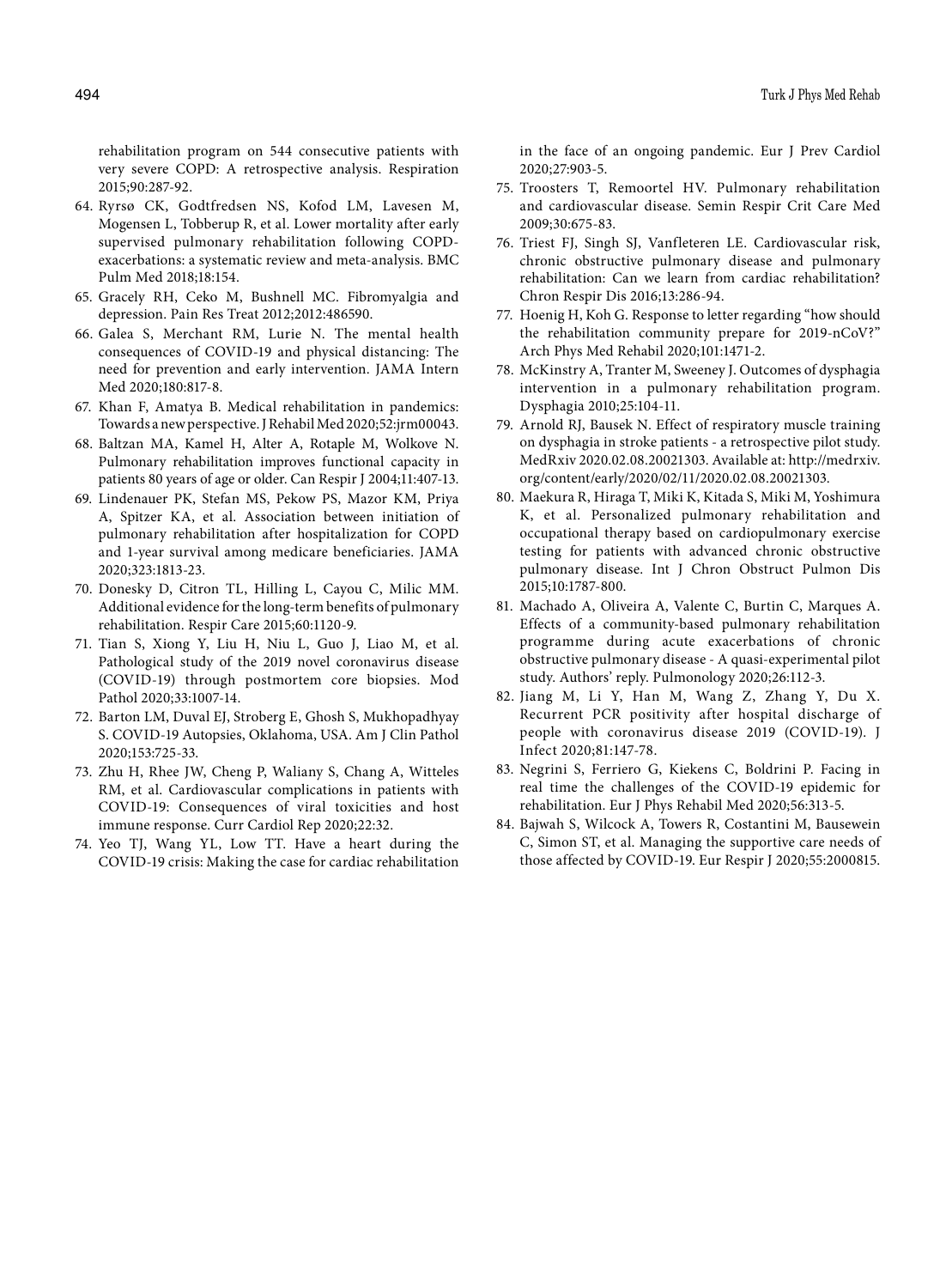rehabilitation program on 544 consecutive patients with very severe COPD: A retrospective analysis. Respiration 2015;90:287-92.

64. Ryrsø CK, Godtfredsen NS, Kofod LM, Lavesen M, Mogensen L, Tobberup R, et al. Lower mortality after early supervised pulmonary rehabilitation following COPD-exacerbations: a systematic review and meta-analysis. BMC Pulm Med 2018;18:154.
65. Gracely RH, Ceko M, Bushnell MC. Fibromyalgia and depression. Pain Res Treat 2012;2012:486590.
66. Galea S, Merchant RM, Lurie N. The mental health consequences of COVID-19 and physical distancing: The need for prevention and early intervention. JAMA Intern Med 2020;180:817-8.
67. Khan F, Amatya B. Medical rehabilitation in pandemics: Towards a new perspective. J Rehabil Med 2020;52:jrm00043.
68. Baltzan MA, Kamel H, Alter A, Rotaple M, Wolkove N. Pulmonary rehabilitation improves functional capacity in patients 80 years of age or older. Can Respir J 2004;11:407-13.
69. Lindenauer PK, Stefan MS, Pekow PS, Mazor KM, Priya A, Spitzer KA, et al. Association between initiation of pulmonary rehabilitation after hospitalization for COPD and 1-year survival among medicare beneficiaries. JAMA 2020;323:1813-23.
70. Donesky D, Citron TL, Hilling L, Cayou C, Milic MM. Additional evidence for the long-term benefits of pulmonary rehabilitation. Respir Care 2015;60:1120-9.
71. Tian S, Xiong Y, Liu H, Niu L, Guo J, Liao M, et al. Pathological study of the 2019 novel coronavirus disease (COVID-19) through postmortem core biopsies. Mod Pathol 2020;33:1007-14.
72. Barton LM, Duval EJ, Stroberg E, Ghosh S, Mukhopadhyay S. COVID-19 Autopsies, Oklahoma, USA. Am J Clin Pathol 2020;153:725-33.
73. Zhu H, Rhee JW, Cheng P, Waliany S, Chang A, Witteles RM, et al. Cardiovascular complications in patients with COVID-19: Consequences of viral toxicities and host immune response. Curr Cardiol Rep 2020;22:32.
74. Yeo TJ, Wang YL, Low TT. Have a heart during the COVID-19 crisis: Making the case for cardiac rehabilitation in the face of an ongoing pandemic. Eur J Prev Cardiol 2020;27:903-5.
75. Troosters T, Remoortel HV. Pulmonary rehabilitation and cardiovascular disease. Semin Respir Crit Care Med 2009;30:675-83.
76. Triest FJ, Singh SJ, Vanfleteren LE. Cardiovascular risk, chronic obstructive pulmonary disease and pulmonary rehabilitation: Can we learn from cardiac rehabilitation? Chron Respir Dis 2016;13:286-94.
77. Hoenig H, Koh G. Response to letter regarding "how should the rehabilitation community prepare for 2019-nCoV?" Arch Phys Med Rehabil 2020;101:1471-2.
78. McKinstry A, Tranter M, Sweeney J. Outcomes of dysphagia intervention in a pulmonary rehabilitation program. Dysphagia 2010;25:104-11.
79. Arnold RJ, Bausek N. Effect of respiratory muscle training on dysphagia in stroke patients - a retrospective pilot study. MedRxiv 2020.02.08.20021303. Available at: http://medrxiv.org/content/early/2020/02/11/2020.02.08.20021303.
80. Maekura R, Hiraga T, Miki K, Kitada S, Miki M, Yoshimura K, et al. Personalized pulmonary rehabilitation and occupational therapy based on cardiopulmonary exercise testing for patients with advanced chronic obstructive pulmonary disease. Int J Chron Obstruct Pulmon Dis 2015;10:1787-800.
81. Machado A, Oliveira A, Valente C, Burtin C, Marques A. Effects of a community-based pulmonary rehabilitation programme during acute exacerbations of chronic obstructive pulmonary disease - A quasi-experimental pilot study. Authors' reply. Pulmonology 2020;26:112-3.
82. Jiang M, Li Y, Han M, Wang Z, Zhang Y, Du X. Recurrent PCR positivity after hospital discharge of people with coronavirus disease 2019 (COVID-19). J Infect 2020;81:147-78.
83. Negrini S, Ferriero G, Kiekens C, Boldrini P. Facing in real time the challenges of the COVID-19 epidemic for rehabilitation. Eur J Phys Rehabil Med 2020;56:313-5.
84. Bajwah S, Wilcock A, Towers R, Costantini M, Bausewein C, Simon ST, et al. Managing the supportive care needs of those affected by COVID-19. Eur Respir J 2020;55:2000815.